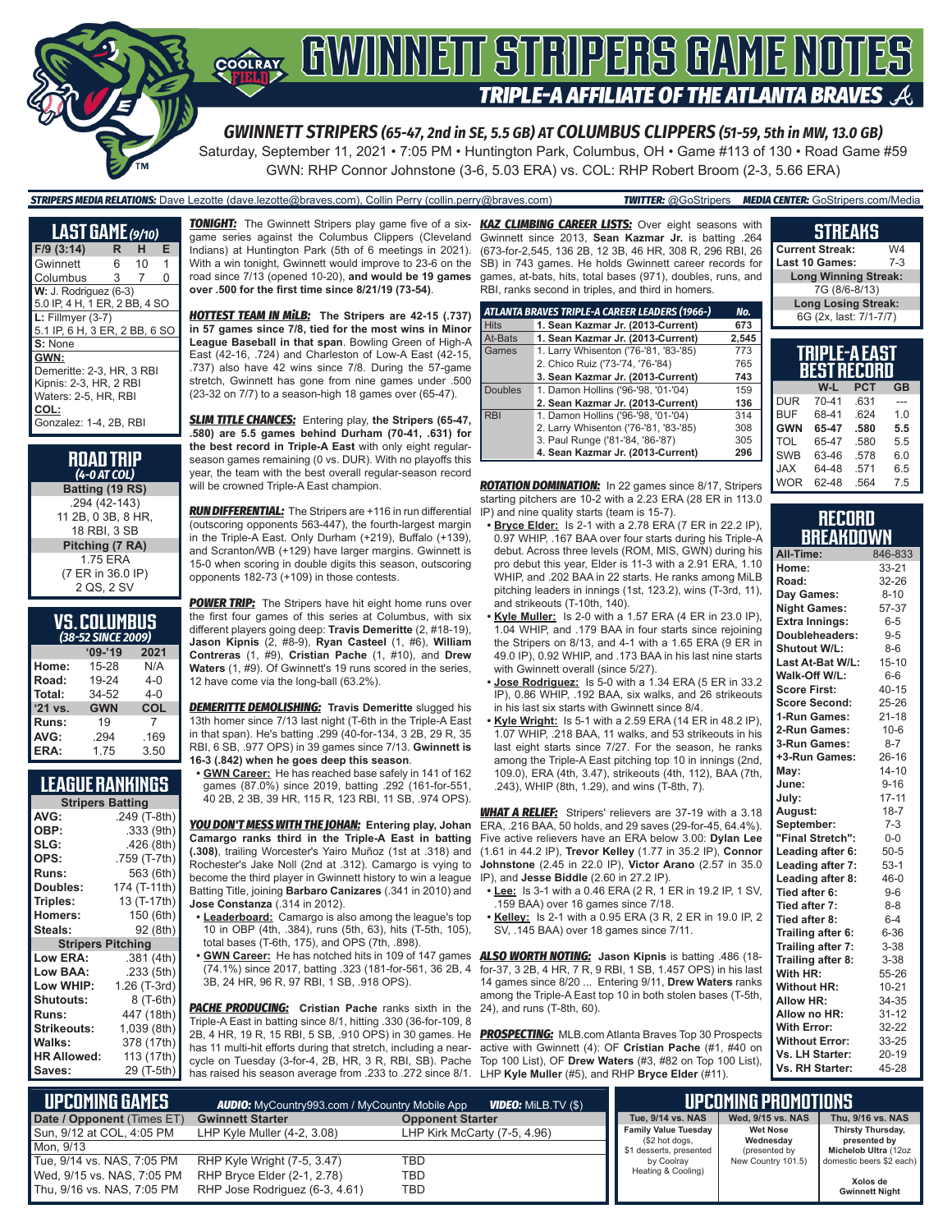# GWINNETT STRIPERS GAME NOTES

## TRIPLE-A AFFILIATE OF THE ATLANTA BRAVES

### GWINNETT STRIPERS (65-47, 2nd in SE, 5.5 GB) AT COLUMBUS CLIPPERS (51-59, 5th in MW, 13.0 GB)

Saturday, September 11, 2021 • 7:05 PM • Huntington Park, Columbus, OH • Game #113 of 130 • Road Game #59

GWN: RHP Connor Johnstone (3-6, 5.03 ERA) vs. COL: RHP Robert Broom (2-3, 5.66 ERA)

**STRIPERS MEDIA RELATIONS:** Dave Lezotte (dave.lezotte@braves.com), Collin Perry (collin.perry@braves.com) **TWITTER:** @GoStripers **MEDIA CENTER:** GoStripers.com/Media

## LAST GAME (9/10)

| F/9 (3:14) | R | H | E |
|---|---|---|---|
| Gwinnett | 6 | 10 | 1 |
| Columbus | 3 | 7 | 0 |

**W:** J. Rodriguez (6-3)
5.0 IP, 4 H, 1 ER, 2 BB, 4 SO

**L:** Fillmyer (3-7)
5.1 IP, 6 H, 3 ER, 2 BB, 6 SO

**S:** None

**GWN:**
Demeritte: 2-3, HR, 3 RBI
Kipnis: 2-3, HR, 2 RBI
Waters: 2-5, HR, RBI

**COL:**
Gonzalez: 1-4, 2B, RBI

## ROAD TRIP (4-0 AT COL)

**Batting (19 RS)**
.294 (42-143)
11 2B, 0 3B, 8 HR,
18 RBI, 3 SB

**Pitching (7 RA)**
1.75 ERA
(7 ER in 36.0 IP)
2 QS, 2 SV

## VS. COLUMBUS (38-52 SINCE 2009)

| | '09-'19 | 2021 |
|---|---|---|
| Home: | 15-28 | N/A |
| Road: | 19-24 | 4-0 |
| Total: | 34-52 | 4-0 |
| '21 vs. | GWN | COL |
| Runs: | 19 | 7 |
| AVG: | .294 | .169 |
| ERA: | 1.75 | 3.50 |

## LEAGUE RANKINGS

| Stripers Batting | |
|---|---|
| AVG: | .249 (T-8th) |
| OBP: | .333 (9th) |
| SLG: | .426 (8th) |
| OPS: | .759 (T-7th) |
| Runs: | 563 (6th) |
| Doubles: | 174 (T-11th) |
| Triples: | 13 (T-17th) |
| Homers: | 150 (6th) |
| Steals: | 92 (8th) |
| **Stripers Pitching** | |
| Low ERA: | .381 (4th) |
| Low BAA: | .233 (5th) |
| Low WHIP: | 1.26 (T-3rd) |
| Shutouts: | 8 (T-6th) |
| Runs: | 447 (18th) |
| Strikeouts: | 1,039 (8th) |
| Walks: | 378 (17th) |
| HR Allowed: | 113 (17th) |
| Saves: | 29 (T-5th) |

***TONIGHT:*** The Gwinnett Stripers play game five of a six-game series against the Columbus Clippers (Cleveland Indians) at Huntington Park (5th of 6 meetings in 2021). With a win tonight, Gwinnett would improve to 23-6 on the road since 7/13 (opened 10-20), **and would be 19 games over .500 for the first time since 8/21/19 (73-54)**.

***HOTTEST TEAM IN MiLB:*** **The Stripers are 42-15 (.737) in 57 games since 7/8, tied for the most wins in Minor League Baseball in that span**. Bowling Green of High-A East (42-16, .724) and Charleston of Low-A East (42-15, .737) also have 42 wins since 7/8. During the 57-game stretch, Gwinnett has gone from nine games under .500 (23-32 on 7/7) to a season-high 18 games over (65-47).

***SLIM TITLE CHANCES:*** Entering play, **the Stripers (65-47, .580) are 5.5 games behind Durham (70-41, .631) for the best record in Triple-A East** with only eight regular-season games remaining (0 vs. DUR). With no playoffs this year, the team with the best overall regular-season record will be crowned Triple-A East champion.

***RUN DIFFERENTIAL:*** The Stripers are +116 in run differential (outscoring opponents 563-447), the fourth-largest margin in the Triple-A East. Only Durham (+219), Buffalo (+139), and Scranton/WB (+129) have larger margins. Gwinnett is 15-0 when scoring in double digits this season, outscoring opponents 182-73 (+109) in those contests.

***POWER TRIP:*** The Stripers have hit eight home runs over the first four games of this series at Columbus, with six different players going deep: **Travis Demeritte** (2, #18-19), **Jason Kipnis** (2, #8-9), **Ryan Casteel** (1, #6), **William Contreras** (1, #9), **Cristian Pache** (1, #10), and **Drew Waters** (1, #9). Of Gwinnett's 19 runs scored in the series, 12 have come via the long-ball (63.2%).

***DEMERITTE DEMOLISHING:*** **Travis Demeritte** slugged his 13th homer since 7/13 last night (T-6th in the Triple-A East in that span). He's batting .299 (40-for-134, 3 2B, 29 R, 35 RBI, 6 SB, .977 OPS) in 39 games since 7/13. **Gwinnett is 16-3 (.842) when he goes deep this season**.

- **GWN Career:** He has reached base safely in 141 of 162 games (87.0%) since 2019, batting .292 (161-for-551, 40 2B, 2 3B, 39 HR, 115 R, 123 RBI, 11 SB, .974 OPS).

***YOU DON'T MESS WITH THE JOHAN:*** **Entering play, Johan Camargo ranks third in the Triple-A East in batting (.308)**, trailing Worcester's Yairo Muñoz (1st at .318) and Rochester's Jake Noll (2nd at .312). Camargo is vying to become the third player in Gwinnett history to win a league Batting Title, joining **Barbaro Canizares** (.341 in 2010) and **Jose Constanza** (.314 in 2012).

- **Leaderboard:** Camargo is also among the league's top 10 in OBP (4th, .384), runs (5th, 63), hits (T-5th, 105), total bases (T-6th, 175), and OPS (7th, .898).
- **GWN Career:** He has notched hits in 109 of 147 games (74.1%) since 2017, batting .323 (181-for-561, 36 2B, 4 3B, 24 HR, 96 R, 97 RBI, 1 SB, .918 OPS).

***PACHE PRODUCING:*** **Cristian Pache** ranks sixth in the Triple-A East in batting since 8/1, hitting .330 (36-for-109, 8 2B, 4 HR, 19 R, 15 RBI, 5 SB, .910 OPS) in 30 games. He has 11 multi-hit efforts during that stretch, including a near-cycle on Tuesday (3-for-4, 2B, HR, 3 R, RBI, SB). Pache has raised his season average from .233 to .272 since 8/1.

***KAZ CLIMBING CAREER LISTS:*** Over eight seasons with Gwinnett since 2013, **Sean Kazmar Jr.** is batting .264 (673-for-2,545, 136 2B, 12 3B, 46 HR, 308 R, 296 RBI, 26 SB) in 743 games. He holds Gwinnett career records for games, at-bats, hits, total bases (971), doubles, runs, and RBI, ranks second in triples, and third in homers.

| ATLANTA BRAVES TRIPLE-A CAREER LEADERS (1966-) | | No. |
|---|---|---|
| Hits | **1. Sean Kazmar Jr. (2013-Current)** | **673** |
| At-Bats | **1. Sean Kazmar Jr. (2013-Current)** | **2,545** |
| Games | 1. Larry Whisenton ('76-'81, '83-'85) | 773 |
| | 2. Chico Ruiz ('73-'74, '76-'84) | 765 |
| | **3. Sean Kazmar Jr. (2013-Current)** | **743** |
| Doubles | 1. Damon Hollins ('96-'98, '01-'04) | 159 |
| | **2. Sean Kazmar Jr. (2013-Current)** | **136** |
| RBI | 1. Damon Hollins ('96-'98, '01-'04) | 314 |
| | 2. Larry Whisenton ('76-'81, '83-'85) | 308 |
| | 3. Paul Runge ('81-'84, '86-'87) | 305 |
| | **4. Sean Kazmar Jr. (2013-Current)** | **296** |

***ROTATION DOMINATION:*** In 22 games since 8/17, Stripers starting pitchers are 10-2 with a 2.23 ERA (28 ER in 113.0 IP) and nine quality starts (team is 15-7).

- **Bryce Elder:** Is 2-1 with a 2.78 ERA (7 ER in 22.2 IP), 0.97 WHIP, .167 BAA over four starts during his Triple-A debut. Across three levels (ROM, MIS, GWN) during his pro debut this year, Elder is 11-3 with a 2.91 ERA, 1.10 WHIP, and .202 BAA in 22 starts. He ranks among MiLB pitching leaders in innings (1st, 123.2), wins (T-3rd, 11), and strikeouts (T-10th, 140).
- **Kyle Muller:** Is 2-0 with a 1.57 ERA (4 ER in 23.0 IP), 1.04 WHIP, and .179 BAA in four starts since rejoining the Stripers on 8/13, and 4-1 with a 1.65 ERA (9 ER in 49.0 IP), 0.92 WHIP, and .173 BAA in his last nine starts with Gwinnett overall (since 5/27).
- **Jose Rodriguez:** Is 5-0 with a 1.34 ERA (5 ER in 33.2 IP), 0.86 WHIP, .192 BAA, six walks, and 26 strikeouts in his last six starts with Gwinnett since 8/4.
- **Kyle Wright:** Is 5-1 with a 2.59 ERA (14 ER in 48.2 IP), 1.07 WHIP, .218 BAA, 11 walks, and 53 strikeouts in his last eight starts since 7/27. For the season, he ranks among the Triple-A East pitching top 10 in innings (2nd, 109.0), ERA (4th, 3.47), strikeouts (4th, 112), BAA (7th, .243), WHIP (8th, 1.29), and wins (T-8th, 7).

***WHAT A RELIEF:*** Stripers' relievers are 37-19 with a 3.18 ERA, .216 BAA, 50 holds, and 29 saves (29-for-45, 64.4%). Five active relievers have an ERA below 3.00: **Dylan Lee** (1.61 in 44.2 IP), **Trevor Kelley** (1.77 in 35.2 IP), **Connor Johnstone** (2.45 in 22.0 IP), **Victor Arano** (2.57 in 35.0 IP), and **Jesse Biddle** (2.60 in 27.2 IP).

- **Lee:** Is 3-1 with a 0.46 ERA (2 R, 1 ER in 19.2 IP, 1 SV, .159 BAA) over 16 games since 7/18.
- **Kelley:** Is 2-1 with a 0.95 ERA (3 R, 2 ER in 19.0 IP, 2 SV, .145 BAA) over 18 games since 7/11.

***ALSO WORTH NOTING:*** **Jason Kipnis** is batting .486 (18-for-37, 3 2B, 4 HR, 7 R, 9 RBI, 1 SB, 1.457 OPS) in his last 14 games since 8/20 ... Entering 9/11, **Drew Waters** ranks among the Triple-A East top 10 in both stolen bases (T-5th, 24), and runs (T-8th, 60).

***PROSPECTING:*** MLB.com Atlanta Braves Top 30 Prospects active with Gwinnett (4): OF **Cristian Pache** (#1, #40 on Top 100 List), OF **Drew Waters** (#3, #82 on Top 100 List), LHP **Kyle Muller** (#5), and RHP **Bryce Elder** (#11).

## STREAKS

| | |
|---|---|
| Current Streak: | W4 |
| Last 10 Games: | 7-3 |
| **Long Winning Streak:** | |
| 7G (8/6-8/13) | |
| **Long Losing Streak:** | |
| 6G (2x, last: 7/1-7/7) | |

## TRIPLE-A EAST BEST RECORD

| | W-L | PCT | GB |
|---|---|---|---|
| DUR | 70-41 | .631 | --- |
| BUF | 68-41 | .624 | 1.0 |
| **GWN** | **65-47** | **.580** | **5.5** |
| TOL | 65-47 | .580 | 5.5 |
| SWB | 63-46 | .578 | 6.0 |
| JAX | 64-48 | .571 | 6.5 |
| WOR | 62-48 | .564 | 7.5 |

## RECORD BREAKDOWN

| | |
|---|---|
| All-Time: | 846-833 |
| Home: | 33-21 |
| Road: | 32-26 |
| Day Games: | 8-10 |
| Night Games: | 57-37 |
| Extra Innings: | 6-5 |
| Doubleheaders: | 9-5 |
| Shutout W/L: | 8-6 |
| Last At-Bat W/L: | 15-10 |
| Walk-Off W/L: | 6-6 |
| Score First: | 40-15 |
| Score Second: | 25-26 |
| 1-Run Games: | 21-18 |
| 2-Run Games: | 10-6 |
| 3-Run Games: | 8-7 |
| +3-Run Games: | 26-16 |
| May: | 14-10 |
| June: | 9-16 |
| July: | 17-11 |
| August: | 18-7 |
| September: | 7-3 |
| "Final Stretch": | 0-0 |
| Leading after 6: | 50-5 |
| Leading after 7: | 53-1 |
| Leading after 8: | 46-0 |
| Tied after 6: | 9-6 |
| Tied after 7: | 8-8 |
| Tied after 8: | 6-4 |
| Trailing after 6: | 6-36 |
| Trailing after 7: | 3-38 |
| Trailing after 8: | 3-38 |
| With HR: | 55-26 |
| Without HR: | 10-21 |
| Allow HR: | 34-35 |
| Allow no HR: | 31-12 |
| With Error: | 32-22 |
| Without Error: | 33-25 |
| Vs. LH Starter: | 20-19 |
| Vs. RH Starter: | 45-28 |

## UPCOMING GAMES

**AUDIO:** MyCountry993.com / MyCountry Mobile App **VIDEO:** MiLB.TV ($)

| Date / Opponent (Times ET) | Gwinnett Starter | Opponent Starter |
|---|---|---|
| Sun, 9/12 at COL, 4:05 PM | LHP Kyle Muller (4-2, 3.08) | LHP Kirk McCarty (7-5, 4.96) |
| Mon, 9/13 | | |
| Tue, 9/14 vs. NAS, 7:05 PM | RHP Kyle Wright (7-5, 3.47) | TBD |
| Wed, 9/15 vs. NAS, 7:05 PM | RHP Bryce Elder (2-1, 2.78) | TBD |
| Thu, 9/16 vs. NAS, 7:05 PM | RHP Jose Rodriguez (6-3, 4.61) | TBD |

## UPCOMING PROMOTIONS

| Tue, 9/14 vs. NAS | Wed, 9/15 vs. NAS | Thu, 9/16 vs. NAS |
|---|---|---|
| **Family Value Tuesday** ($2 hot dogs, $1 desserts, presented by Coolray Heating & Cooling) | **Wet Nose Wednesday** (presented by New Country 101.5) | **Thirsty Thursday, presented by Michelob Ultra** (12oz domestic beers $2 each) **Xolos de Gwinnett Night** |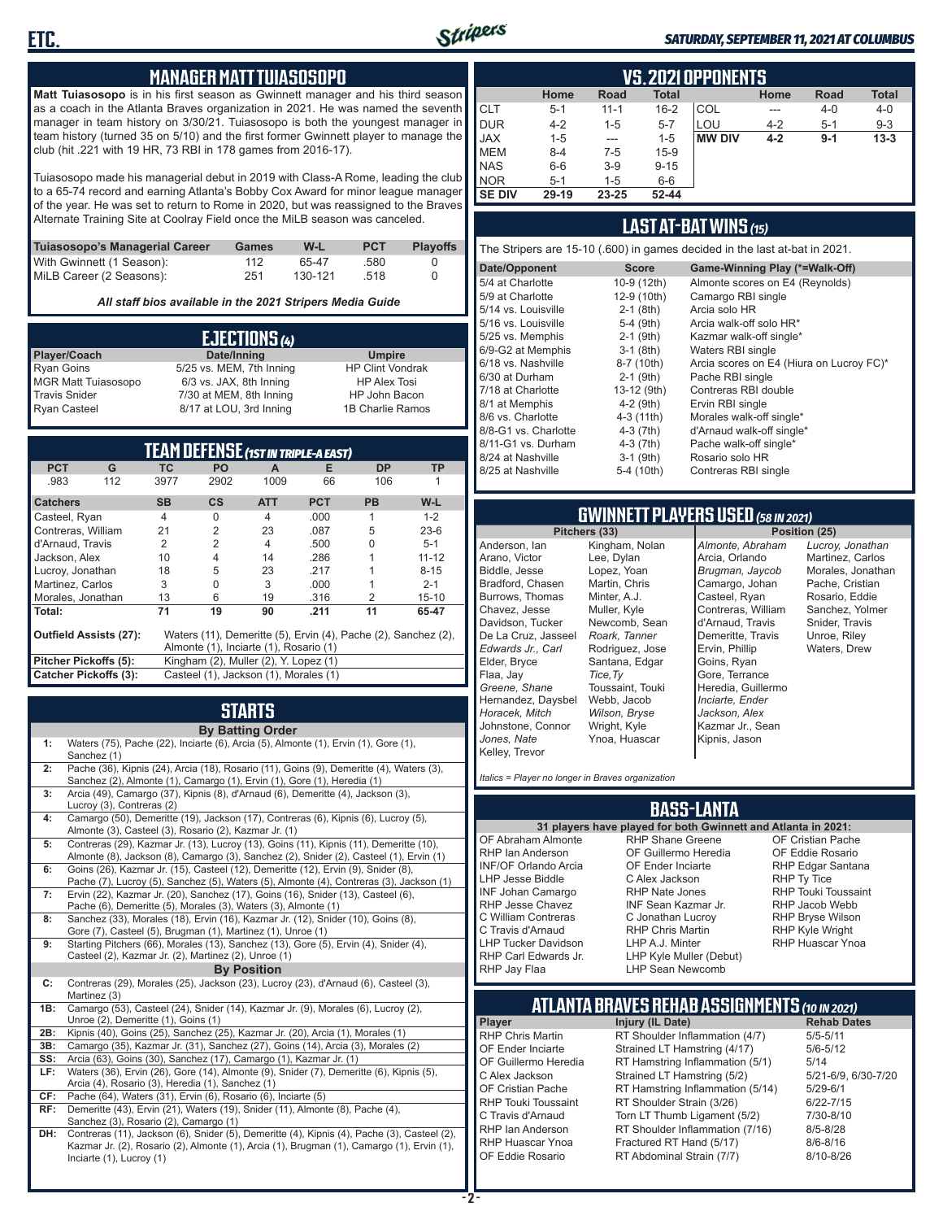## MANAGER MATT TUIASOSOPO

**Matt Tuiasosopo** is in his first season as Gwinnett manager and his third season as a coach in the Atlanta Braves organization in 2021. He was named the seventh manager in team history on 3/30/21. Tuiasosopo is both the youngest manager in team history (turned 35 on 5/10) and the first former Gwinnett player to manage the club (hit .221 with 19 HR, 73 RBI in 178 games from 2016-17).

Tuiasosopo made his managerial debut in 2019 with Class-A Rome, leading the club to a 65-74 record and earning Atlanta's Bobby Cox Award for minor league manager of the year. He was set to return to Rome in 2020, but was reassigned to the Braves Alternate Training Site at Coolray Field once the MiLB season was canceled.

| Tuiasosopo's Managerial Career | Games | W-L | PCT | Playoffs |
|---|---|---|---|---|
| With Gwinnett (1 Season): | 112 | 65-47 | .580 | 0 |
| MiLB Career (2 Seasons): | 251 | 130-121 | .518 | 0 |

*All staff bios available in the 2021 Stripers Media Guide*

## EJECTIONS (4)

| Player/Coach | Date/Inning | Umpire |
|---|---|---|
| Ryan Goins | 5/25 vs. MEM, 7th Inning | HP Clint Vondrak |
| MGR Matt Tuiasosopo | 6/3 vs. JAX, 8th Inning | HP Alex Tosi |
| Travis Snider | 7/30 at MEM, 8th Inning | HP John Bacon |
| Ryan Casteel | 8/17 at LOU, 3rd Inning | 1B Charlie Ramos |

## TEAM DEFENSE (1ST IN TRIPLE-A EAST)

| PCT | G | TC | PO | A | E | DP | TP |
|---|---|---|---|---|---|---|---|
| .983 | 112 | 3977 | 2902 | 1009 | 66 | 106 | 1 |

| Catchers | SB | CS | ATT | PCT | PB | W-L |
|---|---|---|---|---|---|---|
| Casteel, Ryan | 4 | 0 | 4 | .000 | 1 | 1-2 |
| Contreras, William | 21 | 2 | 23 | .087 | 5 | 23-6 |
| d'Arnaud, Travis | 2 | 2 | 4 | .500 | 0 | 5-1 |
| Jackson, Alex | 10 | 4 | 14 | .286 | 1 | 11-12 |
| Lucroy, Jonathan | 18 | 5 | 23 | .217 | 1 | 8-15 |
| Martinez, Carlos | 3 | 0 | 3 | .000 | 1 | 2-1 |
| Morales, Jonathan | 13 | 6 | 19 | .316 | 2 | 15-10 |
| **Total:** | **71** | **19** | **90** | **.211** | **11** | **65-47** |

**Outfield Assists (27):** Waters (11), Demeritte (5), Ervin (4), Pache (2), Sanchez (2), Almonte (1), Inciarte (1), Rosario (1)

**Pitcher Pickoffs (5):** Kingham (2), Muller (2), Y. Lopez (1)

**Catcher Pickoffs (3):** Casteel (1), Jackson (1), Morales (1)

## STARTS

**By Batting Order**

- **1:** Waters (75), Pache (22), Inciarte (6), Arcia (5), Almonte (1), Ervin (1), Gore (1), Sanchez (1)
- **2:** Pache (36), Kipnis (24), Arcia (18), Rosario (11), Goins (9), Demeritte (4), Waters (3), Sanchez (2), Almonte (1), Camargo (1), Ervin (1), Gore (1), Heredia (1)
- **3:** Arcia (49), Camargo (37), Kipnis (8), d'Arnaud (6), Demeritte (4), Jackson (3), Lucroy (3), Contreras (2)
- **4:** Camargo (50), Demeritte (19), Jackson (17), Contreras (6), Kipnis (6), Lucroy (5), Almonte (3), Casteel (3), Rosario (2), Kazmar Jr. (1)
- **5:** Contreras (29), Kazmar Jr. (13), Lucroy (13), Goins (11), Kipnis (11), Demeritte (10), Almonte (8), Jackson (8), Camargo (3), Sanchez (2), Snider (2), Casteel (1), Ervin (1)
- **6:** Goins (26), Kazmar Jr. (15), Casteel (12), Demeritte (12), Ervin (9), Snider (8), Pache (7), Lucroy (5), Sanchez (5), Waters (5), Almonte (4), Contreras (3), Jackson (1)
- **7:** Ervin (22), Kazmar Jr. (20), Sanchez (17), Goins (16), Snider (13), Casteel (6), Pache (6), Demeritte (5), Morales (3), Waters (3), Almonte (1)
- **8:** Sanchez (33), Morales (18), Ervin (16), Kazmar Jr. (12), Snider (10), Goins (8), Gore (7), Casteel (5), Brugman (1), Martinez (1), Unroe (1)
- **9:** Starting Pitchers (66), Morales (13), Sanchez (13), Gore (5), Ervin (4), Snider (4), Casteel (2), Kazmar Jr. (2), Martinez (2), Unroe (1)

**By Position**

- **C:** Contreras (29), Morales (25), Jackson (23), Lucroy (23), d'Arnaud (6), Casteel (3), Martinez (3)
- **1B:** Camargo (53), Casteel (24), Snider (14), Kazmar Jr. (9), Morales (6), Lucroy (2), Unroe (2), Demeritte (1), Goins (1)
- **2B:** Kipnis (40), Goins (25), Sanchez (25), Kazmar Jr. (20), Arcia (1), Morales (1)
- **3B:** Camargo (35), Kazmar Jr. (31), Sanchez (27), Goins (14), Arcia (3), Morales (2)
- **SS:** Arcia (63), Goins (30), Sanchez (17), Camargo (1), Kazmar Jr. (1)
- **LF:** Waters (36), Ervin (26), Gore (14), Almonte (9), Snider (7), Demeritte (6), Kipnis (5), Arcia (4), Rosario (3), Heredia (1), Sanchez (1)
- **CF:** Pache (64), Waters (31), Ervin (6), Rosario (6), Inciarte (5)
- **RF:** Demeritte (43), Ervin (21), Waters (19), Snider (11), Almonte (8), Pache (4), Sanchez (3), Rosario (2), Camargo (1)
- **DH:** Contreras (11), Jackson (6), Snider (5), Demeritte (4), Kipnis (4), Pache (3), Casteel (2), Kazmar Jr. (2), Rosario (2), Almonte (1), Arcia (1), Brugman (1), Camargo (1), Ervin (1), Inciarte (1), Lucroy (1)

## VS. 2021 OPPONENTS

| | Home | Road | Total | | Home | Road | Total |
|---|---|---|---|---|---|---|---|
| CLT | 5-1 | 11-1 | 16-2 | COL | --- | 4-0 | 4-0 |
| DUR | 4-2 | 1-5 | 5-7 | LOU | 4-2 | 5-1 | 9-3 |
| JAX | 1-5 | --- | 1-5 | **MW DIV** | **4-2** | **9-1** | **13-3** |
| MEM | 8-4 | 7-5 | 15-9 | | | | |
| NAS | 6-6 | 3-9 | 9-15 | | | | |
| NOR | 5-1 | 1-5 | 6-6 | | | | |
| **SE DIV** | **29-19** | **23-25** | **52-44** | | | | |

## LAST AT-BAT WINS (15)

The Stripers are 15-10 (.600) in games decided in the last at-bat in 2021.

| Date/Opponent | Score | Game-Winning Play (*=Walk-Off) |
|---|---|---|
| 5/4 at Charlotte | 10-9 (12th) | Almonte scores on E4 (Reynolds) |
| 5/9 at Charlotte | 12-9 (10th) | Camargo RBI single |
| 5/14 vs. Louisville | 2-1 (8th) | Arcia solo HR |
| 5/16 vs. Louisville | 5-4 (9th) | Arcia walk-off solo HR* |
| 5/25 vs. Memphis | 2-1 (9th) | Kazmar walk-off single* |
| 6/9-G2 at Memphis | 3-1 (8th) | Waters RBI single |
| 6/18 vs. Nashville | 8-7 (10th) | Arcia scores on E4 (Hiura on Lucroy FC)* |
| 6/30 at Durham | 2-1 (9th) | Pache RBI single |
| 7/18 at Charlotte | 13-12 (9th) | Contreras RBI double |
| 8/1 at Memphis | 4-2 (9th) | Ervin RBI single |
| 8/6 vs. Charlotte | 4-3 (11th) | Morales walk-off single* |
| 8/8-G1 vs. Charlotte | 4-3 (7th) | d'Arnaud walk-off single* |
| 8/11-G1 vs. Durham | 4-3 (7th) | Pache walk-off single* |
| 8/24 at Nashville | 3-1 (9th) | Rosario solo HR |
| 8/25 at Nashville | 5-4 (10th) | Contreras RBI single |

## GWINNETT PLAYERS USED (58 IN 2021)

| Pitchers (33) | | Position (25) | |
|---|---|---|---|
| Anderson, Ian | Kingham, Nolan | *Almonte, Abraham* | *Lucroy, Jonathan* |
| Arano, Victor | Lee, Dylan | Arcia, Orlando | Martinez, Carlos |
| Biddle, Jesse | Lopez, Yoan | *Brugman, Jaycob* | Morales, Jonathan |
| Bradford, Chasen | Martin, Chris | Camargo, Johan | Pache, Cristian |
| Burrows, Thomas | Minter, A.J. | Casteel, Ryan | Rosario, Eddie |
| Chavez, Jesse | Muller, Kyle | Contreras, William | Sanchez, Yolmer |
| Davidson, Tucker | Newcomb, Sean | d'Arnaud, Travis | Snider, Travis |
| De La Cruz, Jasseel | *Roark, Tanner* | Demeritte, Travis | Unroe, Riley |
| *Edwards Jr., Carl* | Rodriguez, Jose | Ervin, Phillip | Waters, Drew |
| Elder, Bryce | Santana, Edgar | Goins, Ryan | |
| Flaa, Jay | *Tice, Ty* | Gore, Terrance | |
| *Greene, Shane* | Toussaint, Touki | Heredia, Guillermo | |
| Hernandez, Daysbel | Webb, Jacob | *Inciarte, Ender* | |
| *Horacek, Mitch* | *Wilson, Bryse* | *Jackson, Alex* | |
| Johnstone, Connor | Wright, Kyle | Kazmar Jr., Sean | |
| *Jones, Nate* | Ynoa, Huascar | Kipnis, Jason | |
| Kelley, Trevor | | | |

*Italics = Player no longer in Braves organization*

## BASS-LANTA

**31 players have played for both Gwinnett and Atlanta in 2021:**

| | | |
|---|---|---|
| OF Abraham Almonte | RHP Shane Greene | OF Cristian Pache |
| RHP Ian Anderson | OF Guillermo Heredia | OF Eddie Rosario |
| INF/OF Orlando Arcia | OF Ender Inciarte | RHP Edgar Santana |
| LHP Jesse Biddle | C Alex Jackson | RHP Ty Tice |
| INF Johan Camargo | RHP Nate Jones | RHP Touki Toussaint |
| RHP Jesse Chavez | INF Sean Kazmar Jr. | RHP Jacob Webb |
| C William Contreras | C Jonathan Lucroy | RHP Bryse Wilson |
| C Travis d'Arnaud | RHP Chris Martin | RHP Kyle Wright |
| LHP Tucker Davidson | LHP A.J. Minter | RHP Huascar Ynoa |
| RHP Carl Edwards Jr. | LHP Kyle Muller (Debut) | |
| RHP Jay Flaa | LHP Sean Newcomb | |

## ATLANTA BRAVES REHAB ASSIGNMENTS (10 IN 2021)

| Player | Injury (IL Date) | Rehab Dates |
|---|---|---|
| RHP Chris Martin | RT Shoulder Inflammation (4/7) | 5/5-5/11 |
| OF Ender Inciarte | Strained LT Hamstring (4/17) | 5/6-5/12 |
| OF Guillermo Heredia | RT Hamstring Inflammation (5/1) | 5/14 |
| C Alex Jackson | Strained LT Hamstring (5/2) | 5/21-6/9, 6/30-7/20 |
| OF Cristian Pache | RT Hamstring Inflammation (5/14) | 5/29-6/1 |
| RHP Touki Toussaint | RT Shoulder Strain (3/26) | 6/22-7/15 |
| C Travis d'Arnaud | Torn LT Thumb Ligament (5/2) | 7/30-8/10 |
| RHP Ian Anderson | RT Shoulder Inflammation (7/16) | 8/5-8/28 |
| RHP Huascar Ynoa | Fractured RT Hand (5/17) | 8/6-8/16 |
| OF Eddie Rosario | RT Abdominal Strain (7/7) | 8/10-8/26 |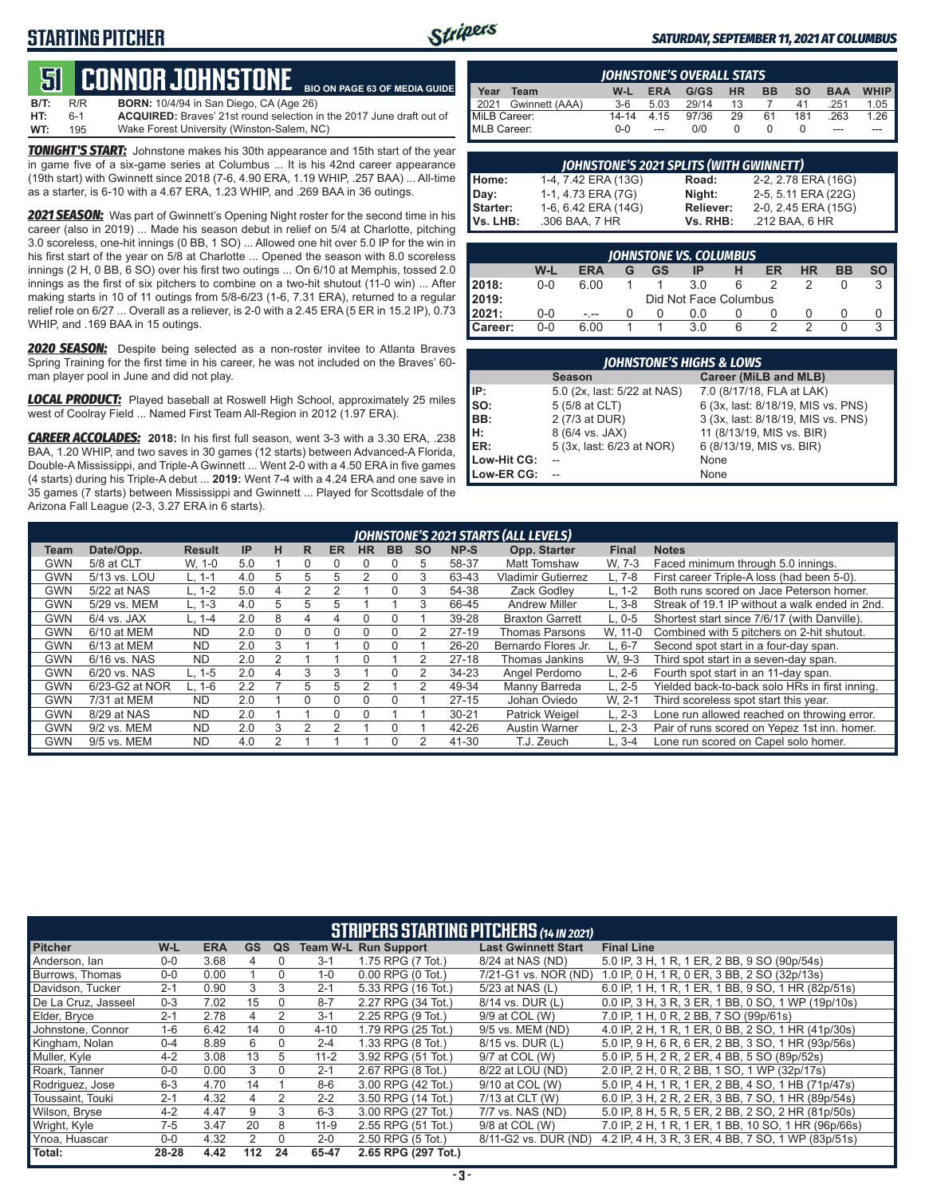# STARTING PITCHER

*SATURDAY, SEPTEMBER 11, 2021 AT COLUMBUS*

## 51 CONNOR JOHNSTONE

BIO ON PAGE 63 OF MEDIA GUIDE

**B/T:** R/R **BORN:** 10/4/94 in San Diego, CA (Age 26)
**HT:** 6-1 **ACQUIRED:** Braves' 21st round selection in the 2017 June draft out of
**WT:** 195 Wake Forest University (Winston-Salem, NC)

***TONIGHT'S START:*** Johnstone makes his 30th appearance and 15th start of the year in game five of a six-game series at Columbus ... It is his 42nd career appearance (19th start) with Gwinnett since 2018 (7-6, 4.90 ERA, 1.19 WHIP, .257 BAA) ... All-time as a starter, is 6-10 with a 4.67 ERA, 1.23 WHIP, and .269 BAA in 36 outings.

***2021 SEASON:*** Was part of Gwinnett's Opening Night roster for the second time in his career (also in 2019) ... Made his season debut in relief on 5/4 at Charlotte, pitching 3.0 scoreless, one-hit innings (0 BB, 1 SO) ... Allowed one hit over 5.0 IP for the win in his first start of the year on 5/8 at Charlotte ... Opened the season with 8.0 scoreless innings (2 H, 0 BB, 6 SO) over his first two outings ... On 6/10 at Memphis, tossed 2.0 innings as the first of six pitchers to combine on a two-hit shutout (11-0 win) ... After making starts in 10 of 11 outings from 5/8-6/23 (1-6, 7.31 ERA), returned to a regular relief role on 6/27 ... Overall as a reliever, is 2-0 with a 2.45 ERA (5 ER in 15.2 IP), 0.73 WHIP, and .169 BAA in 15 outings.

***2020 SEASON:*** Despite being selected as a non-roster invitee to Atlanta Braves Spring Training for the first time in his career, he was not included on the Braves' 60-man player pool in June and did not play.

***LOCAL PRODUCT:*** Played baseball at Roswell High School, approximately 25 miles west of Coolray Field ... Named First Team All-Region in 2012 (1.97 ERA).

***CAREER ACCOLADES:*** **2018:** In his first full season, went 3-3 with a 3.30 ERA, .238 BAA, 1.20 WHIP, and two saves in 30 games (12 starts) between Advanced-A Florida, Double-A Mississippi, and Triple-A Gwinnett ... Went 2-0 with a 4.50 ERA in five games (4 starts) during his Triple-A debut ... **2019:** Went 7-4 with a 4.24 ERA and one save in 35 games (7 starts) between Mississippi and Gwinnett ... Played for Scottsdale of the Arizona Fall League (2-3, 3.27 ERA in 6 starts).

### JOHNSTONE'S OVERALL STATS

| Year | Team | W-L | ERA | G/GS | HR | BB | SO | BAA | WHIP |
|---|---|---|---|---|---|---|---|---|---|
| 2021 | Gwinnett (AAA) | 3-6 | 5.03 | 29/14 | 13 | 7 | 41 | .251 | 1.05 |
| MiLB Career: | | 14-14 | 4.15 | 97/36 | 29 | 61 | 181 | .263 | 1.26 |
| MLB Career: | | 0-0 | --- | 0/0 | 0 | 0 | 0 | --- | --- |

### JOHNSTONE'S 2021 SPLITS (WITH GWINNETT)

| | | | |
|---|---|---|---|
| Home: | 1-4, 7.42 ERA (13G) | Road: | 2-2, 2.78 ERA (16G) |
| Day: | 1-1, 4.73 ERA (7G) | Night: | 2-5, 5.11 ERA (22G) |
| Starter: | 1-6, 6.42 ERA (14G) | Reliever: | 2-0, 2.45 ERA (15G) |
| Vs. LHB: | .306 BAA, 7 HR | Vs. RHB: | .212 BAA, 6 HR |

### JOHNSTONE VS. COLUMBUS

| | W-L | ERA | G | GS | IP | H | ER | HR | BB | SO |
|---|---|---|---|---|---|---|---|---|---|---|
| 2018: | 0-0 | 6.00 | 1 | 1 | 3.0 | 6 | 2 | 2 | 0 | 3 |
| 2019: | Did Not Face Columbus | | | | | | | | | |
| 2021: | 0-0 | -.-- | 0 | 0 | 0.0 | 0 | 0 | 0 | 0 | 0 |
| Career: | 0-0 | 6.00 | 1 | 1 | 3.0 | 6 | 2 | 2 | 0 | 3 |

### JOHNSTONE'S HIGHS & LOWS

| | Season | Career (MiLB and MLB) |
|---|---|---|
| IP: | 5.0 (2x, last: 5/22 at NAS) | 7.0 (8/17/18, FLA at LAK) |
| SO: | 5 (5/8 at CLT) | 6 (3x, last: 8/18/19, MIS vs. PNS) |
| BB: | 2 (7/3 at DUR) | 3 (3x, last: 8/18/19, MIS vs. PNS) |
| H: | 8 (6/4 vs. JAX) | 11 (8/13/19, MIS vs. BIR) |
| ER: | 5 (3x, last: 6/23 at NOR) | 6 (8/13/19, MIS vs. BIR) |
| Low-Hit CG: | -- | None |
| Low-ER CG: | -- | None |

### JOHNSTONE'S 2021 STARTS (ALL LEVELS)

| Team | Date/Opp. | Result | IP | H | R | ER | HR | BB | SO | NP-S | Opp. Starter | Final | Notes |
|---|---|---|---|---|---|---|---|---|---|---|---|---|---|
| GWN | 5/8 at CLT | W, 1-0 | 5.0 | 1 | 0 | 0 | 0 | 0 | 5 | 58-37 | Matt Tomshaw | W, 7-3 | Faced minimum through 5.0 innings. |
| GWN | 5/13 vs. LOU | L, 1-1 | 4.0 | 5 | 5 | 5 | 2 | 0 | 3 | 63-43 | Vladimir Gutierrez | L, 7-8 | First career Triple-A loss (had been 5-0). |
| GWN | 5/22 at NAS | L, 1-2 | 5.0 | 4 | 2 | 2 | 1 | 0 | 3 | 54-38 | Zack Godley | L, 1-2 | Both runs scored on Jace Peterson homer. |
| GWN | 5/29 vs. MEM | L, 1-3 | 4.0 | 5 | 5 | 5 | 1 | 1 | 3 | 66-45 | Andrew Miller | L, 3-8 | Streak of 19.1 IP without a walk ended in 2nd. |
| GWN | 6/4 vs. JAX | L, 1-4 | 2.0 | 8 | 4 | 4 | 0 | 0 | 1 | 39-28 | Braxton Garrett | L, 0-5 | Shortest start since 7/6/17 (with Danville). |
| GWN | 6/10 at MEM | ND | 2.0 | 0 | 0 | 0 | 0 | 0 | 2 | 27-19 | Thomas Parsons | W, 11-0 | Combined with 5 pitchers on 2-hit shutout. |
| GWN | 6/13 at MEM | ND | 2.0 | 3 | 1 | 1 | 0 | 0 | 1 | 26-20 | Bernardo Flores Jr. | L, 6-7 | Second spot start in a four-day span. |
| GWN | 6/16 vs. NAS | ND | 2.0 | 2 | 1 | 1 | 0 | 1 | 2 | 27-18 | Thomas Jankins | W, 9-3 | Third spot start in a seven-day span. |
| GWN | 6/20 vs. NAS | L, 1-5 | 2.0 | 4 | 3 | 3 | 1 | 0 | 2 | 34-23 | Angel Perdomo | L, 2-6 | Fourth spot start in an 11-day span. |
| GWN | 6/23-G2 at NOR | L, 1-6 | 2.2 | 7 | 5 | 5 | 2 | 1 | 2 | 49-34 | Manny Barreda | L, 2-5 | Yielded back-to-back solo HRs in first inning. |
| GWN | 7/31 at MEM | ND | 2.0 | 1 | 0 | 0 | 0 | 0 | 1 | 27-15 | Johan Oviedo | W, 2-1 | Third scoreless spot start this year. |
| GWN | 8/29 at NAS | ND | 2.0 | 1 | 1 | 0 | 0 | 1 | 1 | 30-21 | Patrick Weigel | L, 2-3 | Lone run allowed reached on throwing error. |
| GWN | 9/2 vs. MEM | ND | 2.0 | 3 | 2 | 2 | 1 | 0 | 1 | 42-26 | Austin Warner | L, 2-3 | Pair of runs scored on Yepez 1st inn. homer. |
| GWN | 9/5 vs. MEM | ND | 4.0 | 2 | 1 | 1 | 1 | 0 | 2 | 41-30 | T.J. Zeuch | L, 3-4 | Lone run scored on Capel solo homer. |

### STRIPERS STARTING PITCHERS (14 IN 2021)

| Pitcher | W-L | ERA | GS | QS | Team W-L | Run Support | Last Gwinnett Start | Final Line |
|---|---|---|---|---|---|---|---|---|
| Anderson, Ian | 0-0 | 3.68 | 4 | 0 | 3-1 | 1.75 RPG (7 Tot.) | 8/24 at NAS (ND) | 5.0 IP, 3 H, 1 R, 1 ER, 2 BB, 9 SO (90p/54s) |
| Burrows, Thomas | 0-0 | 0.00 | 1 | 0 | 1-0 | 0.00 RPG (0 Tot.) | 7/21-G1 vs. NOR (ND) | 1.0 IP, 0 H, 1 R, 0 ER, 3 BB, 2 SO (32p/13s) |
| Davidson, Tucker | 2-1 | 0.90 | 3 | 3 | 2-1 | 5.33 RPG (16 Tot.) | 5/23 at NAS (L) | 6.0 IP, 1 H, 1 R, 1 ER, 1 BB, 9 SO, 1 HR (82p/51s) |
| De La Cruz, Jasseel | 0-3 | 7.02 | 15 | 0 | 8-7 | 2.27 RPG (34 Tot.) | 8/14 vs. DUR (L) | 0.0 IP, 3 H, 3 R, 3 ER, 1 BB, 0 SO, 1 WP (19p/10s) |
| Elder, Bryce | 2-1 | 2.78 | 4 | 2 | 3-1 | 2.25 RPG (9 Tot.) | 9/9 at COL (W) | 7.0 IP, 1 H, 0 R, 2 BB, 7 SO (99p/61s) |
| Johnstone, Connor | 1-6 | 6.42 | 14 | 0 | 4-10 | 1.79 RPG (25 Tot.) | 9/5 vs. MEM (ND) | 4.0 IP, 2 H, 1 R, 1 ER, 0 BB, 2 SO, 1 HR (41p/30s) |
| Kingham, Nolan | 0-4 | 8.89 | 6 | 0 | 2-4 | 1.33 RPG (8 Tot.) | 8/15 vs. DUR (L) | 5.0 IP, 9 H, 6 R, 6 ER, 2 BB, 3 SO, 1 HR (93p/56s) |
| Muller, Kyle | 4-2 | 3.08 | 13 | 5 | 11-2 | 3.92 RPG (51 Tot.) | 9/7 at COL (W) | 5.0 IP, 5 H, 2 R, 2 ER, 4 BB, 5 SO (89p/52s) |
| Roark, Tanner | 0-0 | 0.00 | 3 | 0 | 2-1 | 2.67 RPG (8 Tot.) | 8/22 at LOU (ND) | 2.0 IP, 2 H, 0 R, 2 BB, 1 SO, 1 WP (32p/17s) |
| Rodriguez, Jose | 6-3 | 4.70 | 14 | 1 | 8-6 | 3.00 RPG (42 Tot.) | 9/10 at COL (W) | 5.0 IP, 4 H, 1 R, 1 ER, 2 BB, 4 SO, 1 HB (71p/47s) |
| Toussaint, Touki | 2-1 | 4.32 | 4 | 2 | 2-2 | 3.50 RPG (14 Tot.) | 7/13 at CLT (W) | 6.0 IP, 3 H, 2 R, 2 ER, 3 BB, 7 SO, 1 HR (89p/54s) |
| Wilson, Bryse | 4-2 | 4.47 | 9 | 3 | 6-3 | 3.00 RPG (27 Tot.) | 7/7 vs. NAS (ND) | 5.0 IP, 8 H, 5 R, 5 ER, 2 BB, 2 SO, 2 HR (81p/50s) |
| Wright, Kyle | 7-5 | 3.47 | 20 | 8 | 11-9 | 2.55 RPG (51 Tot.) | 9/8 at COL (W) | 7.0 IP, 2 H, 1 R, 1 ER, 1 BB, 10 SO, 1 HR (96p/66s) |
| Ynoa, Huascar | 0-0 | 4.32 | 2 | 0 | 2-0 | 2.50 RPG (5 Tot.) | 8/11-G2 vs. DUR (ND) | 4.2 IP, 4 H, 3 R, 3 ER, 4 BB, 7 SO, 1 WP (83p/51s) |
| **Total:** | **28-28** | **4.42** | **112** | **24** | **65-47** | **2.65 RPG (297 Tot.)** | | |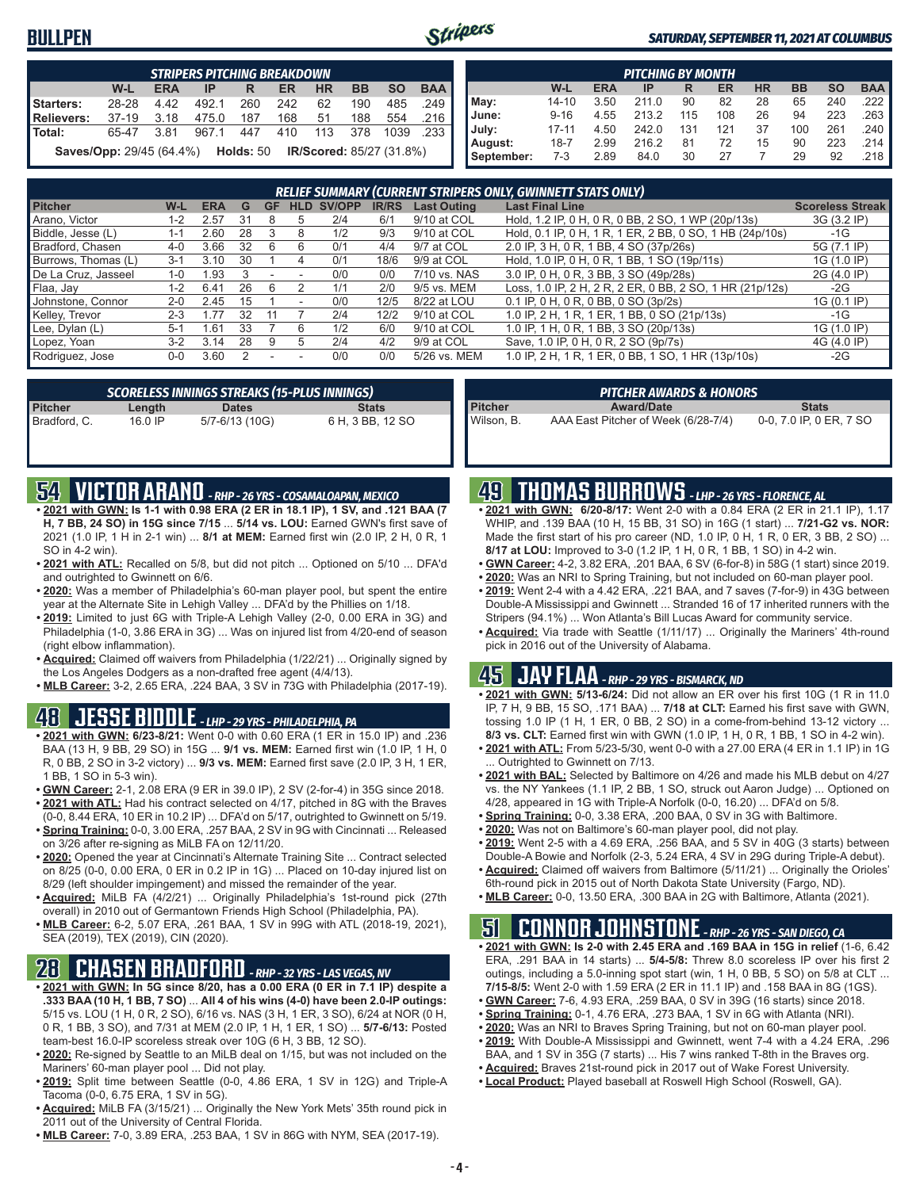# BULLPEN

**SATURDAY, SEPTEMBER 11, 2021 AT COLUMBUS**

| STRIPERS PITCHING BREAKDOWN | | | | | | | | | |
|---|---|---|---|---|---|---|---|---|---|
| | W-L | ERA | IP | R | ER | HR | BB | SO | BAA |
| Starters: | 28-28 | 4.42 | 492.1 | 260 | 242 | 62 | 190 | 485 | .249 |
| Relievers: | 37-19 | 3.18 | 475.0 | 187 | 168 | 51 | 188 | 554 | .216 |
| Total: | 65-47 | 3.81 | 967.1 | 447 | 410 | 113 | 378 | 1039 | .233 |

**Saves/Opp:** 29/45 (64.4%) **Holds:** 50 **IR/Scored:** 85/27 (31.8%)

| PITCHING BY MONTH | | | | | | | | | |
|---|---|---|---|---|---|---|---|---|---|
| | W-L | ERA | IP | R | ER | HR | BB | SO | BAA |
| May: | 14-10 | 3.50 | 211.0 | 90 | 82 | 28 | 65 | 240 | .222 |
| June: | 9-16 | 4.55 | 213.2 | 115 | 108 | 26 | 94 | 223 | .263 |
| July: | 17-11 | 4.50 | 242.0 | 131 | 121 | 37 | 100 | 261 | .240 |
| August: | 18-7 | 2.99 | 216.2 | 81 | 72 | 15 | 90 | 223 | .214 |
| September: | 7-3 | 2.89 | 84.0 | 30 | 27 | 7 | 29 | 92 | .218 |

**RELIEF SUMMARY (CURRENT STRIPERS ONLY, GWINNETT STATS ONLY)**

| Pitcher | W-L | ERA | G | GF | HLD | SV/OPP | IR/RS | Last Outing | Last Final Line | Scoreless Streak |
|---|---|---|---|---|---|---|---|---|---|---|
| Arano, Victor | 1-2 | 2.57 | 31 | 8 | 5 | 2/4 | 6/1 | 9/10 at COL | Hold, 1.2 IP, 0 H, 0 R, 0 BB, 2 SO, 1 WP (20p/13s) | 3G (3.2 IP) |
| Biddle, Jesse (L) | 1-1 | 2.60 | 28 | 3 | 8 | 1/2 | 9/3 | 9/10 at COL | Hold, 0.1 IP, 0 H, 1 R, 1 ER, 2 BB, 0 SO, 1 HB (24p/10s) | -1G |
| Bradford, Chasen | 4-0 | 3.66 | 32 | 6 | 6 | 0/1 | 4/4 | 9/7 at COL | 2.0 IP, 3 H, 0 R, 1 BB, 4 SO (37p/26s) | 5G (7.1 IP) |
| Burrows, Thomas (L) | 3-1 | 3.10 | 30 | 1 | 4 | 0/1 | 18/6 | 9/9 at COL | Hold, 1.0 IP, 0 H, 0 R, 1 BB, 1 SO (19p/11s) | 1G (1.0 IP) |
| De La Cruz, Jasseel | 1-0 | 1.93 | 3 | - | - | 0/0 | 0/0 | 7/10 vs. NAS | 3.0 IP, 0 H, 0 R, 3 BB, 3 SO (49p/28s) | 2G (4.0 IP) |
| Flaa, Jay | 1-2 | 6.41 | 26 | 6 | 2 | 1/1 | 2/0 | 9/5 vs. MEM | Loss, 1.0 IP, 2 H, 2 R, 2 ER, 0 BB, 2 SO, 1 HR (21p/12s) | -2G |
| Johnstone, Connor | 2-0 | 2.45 | 15 | 1 | - | 0/0 | 12/5 | 8/22 at LOU | 0.1 IP, 0 H, 0 R, 0 BB, 0 SO (3p/2s) | 1G (0.1 IP) |
| Kelley, Trevor | 2-3 | 1.77 | 32 | 11 | 7 | 2/4 | 12/2 | 9/10 at COL | 1.0 IP, 2 H, 1 R, 1 ER, 1 BB, 0 SO (21p/13s) | -1G |
| Lee, Dylan (L) | 5-1 | 1.61 | 33 | 7 | 6 | 1/2 | 6/0 | 9/10 at COL | 1.0 IP, 1 H, 0 R, 1 BB, 3 SO (20p/13s) | 1G (1.0 IP) |
| Lopez, Yoan | 3-2 | 3.14 | 28 | 9 | 5 | 2/4 | 4/2 | 9/9 at COL | Save, 1.0 IP, 0 H, 0 R, 2 SO (9p/7s) | 4G (4.0 IP) |
| Rodriguez, Jose | 0-0 | 3.60 | 2 | - | - | 0/0 | 0/0 | 5/26 vs. MEM | 1.0 IP, 2 H, 1 R, 1 ER, 0 BB, 1 SO, 1 HR (13p/10s) | -2G |

**SCORELESS INNINGS STREAKS (15-PLUS INNINGS)**

| Pitcher | Length | Dates | Stats |
|---|---|---|---|
| Bradford, C. | 16.0 IP | 5/7-6/13 (10G) | 6 H, 3 BB, 12 SO |

**PITCHER AWARDS & HONORS**

| Pitcher | Award/Date | Stats |
|---|---|---|
| Wilson, B. | AAA East Pitcher of Week (6/28-7/4) | 0-0, 7.0 IP, 0 ER, 7 SO |

## 54 VICTOR ARANO - RHP - 26 YRS - COSAMALOAPAN, MEXICO

- **2021 with GWN: Is 1-1 with 0.98 ERA (2 ER in 18.1 IP), 1 SV, and .121 BAA (7 H, 7 BB, 24 SO) in 15G since 7/15** ... **5/14 vs. LOU:** Earned GWN's first save of 2021 (1.0 IP, 1 H in 2-1 win) ... **8/1 at MEM:** Earned first win (2.0 IP, 2 H, 0 R, 1 SO in 4-2 win).
- **2021 with ATL:** Recalled on 5/8, but did not pitch ... Optioned on 5/10 ... DFA'd and outrighted to Gwinnett on 6/6.
- **2020:** Was a member of Philadelphia's 60-man player pool, but spent the entire year at the Alternate Site in Lehigh Valley ... DFA'd by the Phillies on 1/18.
- **2019:** Limited to just 6G with Triple-A Lehigh Valley (2-0, 0.00 ERA in 3G) and Philadelphia (1-0, 3.86 ERA in 3G) ... Was on injured list from 4/20-end of season (right elbow inflammation).
- **Acquired:** Claimed off waivers from Philadelphia (1/22/21) ... Originally signed by the Los Angeles Dodgers as a non-drafted free agent (4/4/13).
- **MLB Career:** 3-2, 2.65 ERA, .224 BAA, 3 SV in 73G with Philadelphia (2017-19).

## 48 JESSE BIDDLE - LHP - 29 YRS - PHILADELPHIA, PA

- **2021 with GWN: 6/23-8/21:** Went 0-0 with 0.60 ERA (1 ER in 15.0 IP) and .236 BAA (13 H, 9 BB, 29 SO) in 15G ... **9/1 vs. MEM:** Earned first win (1.0 IP, 1 H, 0 R, 0 BB, 2 SO in 3-2 victory) ... **9/3 vs. MEM:** Earned first save (2.0 IP, 3 H, 1 ER, 1 BB, 1 SO in 5-3 win).
- **GWN Career:** 2-1, 2.08 ERA (9 ER in 39.0 IP), 2 SV (2-for-4) in 35G since 2018.
- **2021 with ATL:** Had his contract selected on 4/17, pitched in 8G with the Braves (0-0, 8.44 ERA, 10 ER in 10.2 IP) ... DFA'd on 5/17, outrighted to Gwinnett on 5/19.
- **Spring Training:** 0-0, 3.00 ERA, .257 BAA, 2 SV in 9G with Cincinnati ... Released on 3/26 after re-signing as MiLB FA on 12/11/20.
- **2020:** Opened the year at Cincinnati's Alternate Training Site ... Contract selected on 8/25 (0-0, 0.00 ERA, 0 ER in 0.2 IP in 1G) ... Placed on 10-day injured list on 8/29 (left shoulder impingement) and missed the remainder of the year.
- **Acquired:** MiLB FA (4/2/21) ... Originally Philadelphia's 1st-round pick (27th overall) in 2010 out of Germantown Friends High School (Philadelphia, PA).
- **MLB Career:** 6-2, 5.07 ERA, .261 BAA, 1 SV in 99G with ATL (2018-19, 2021), SEA (2019), TEX (2019), CIN (2020).

## 28 CHASEN BRADFORD - RHP - 32 YRS - LAS VEGAS, NV

- **2021 with GWN: In 5G since 8/20, has a 0.00 ERA (0 ER in 7.1 IP) despite a .333 BAA (10 H, 1 BB, 7 SO)** ... **All 4 of his wins (4-0) have been 2.0-IP outings:** 5/15 vs. LOU (1 H, 0 R, 2 SO), 6/16 vs. NAS (3 H, 1 ER, 3 SO), 6/24 at NOR (0 H, 0 R, 1 BB, 3 SO), and 7/31 at MEM (2.0 IP, 1 H, 1 ER, 1 SO) ... **5/7-6/13:** Posted team-best 16.0-IP scoreless streak over 10G (6 H, 3 BB, 12 SO).
- **2020:** Re-signed by Seattle to an MiLB deal on 1/15, but was not included on the Mariners' 60-man player pool ... Did not play.
- **2019:** Split time between Seattle (0-0, 4.86 ERA, 1 SV in 12G) and Triple-A Tacoma (0-0, 6.75 ERA, 1 SV in 5G).
- **Acquired:** MiLB FA (3/15/21) ... Originally the New York Mets' 35th round pick in 2011 out of the University of Central Florida.
- **MLB Career:** 7-0, 3.89 ERA, .253 BAA, 1 SV in 86G with NYM, SEA (2017-19).

## 49 THOMAS BURROWS - LHP - 26 YRS - FLORENCE, AL

- **2021 with GWN: 6/20-8/17:** Went 2-0 with a 0.84 ERA (2 ER in 21.1 IP), 1.17 WHIP, and .139 BAA (10 H, 15 BB, 31 SO) in 16G (1 start) ... **7/21-G2 vs. NOR:** Made the first start of his pro career (ND, 1.0 IP, 0 H, 1 R, 0 ER, 3 BB, 2 SO) ... **8/17 at LOU:** Improved to 3-0 (1.2 IP, 1 H, 0 R, 1 BB, 1 SO) in 4-2 win.
- **GWN Career:** 4-2, 3.82 ERA, .201 BAA, 6 SV (6-for-8) in 58G (1 start) since 2019.
- **2020:** Was an NRI to Spring Training, but not included on 60-man player pool.
- **2019:** Went 2-4 with a 4.42 ERA, .221 BAA, and 7 saves (7-for-9) in 43G between Double-A Mississippi and Gwinnett ... Stranded 16 of 17 inherited runners with the Stripers (94.1%) ... Won Atlanta's Bill Lucas Award for community service.
- **Acquired:** Via trade with Seattle (1/11/17) ... Originally the Mariners' 4th-round pick in 2016 out of the University of Alabama.

## 45 JAY FLAA - RHP - 29 YRS - BISMARCK, ND

- **2021 with GWN: 5/13-6/24:** Did not allow an ER over his first 10G (1 R in 11.0 IP, 7 H, 9 BB, 15 SO, .171 BAA) ... **7/18 at CLT:** Earned his first save with GWN, tossing 1.0 IP (1 H, 1 ER, 0 BB, 2 SO) in a come-from-behind 13-12 victory ... **8/3 vs. CLT:** Earned first win with GWN (1.0 IP, 1 H, 0 R, 1 BB, 1 SO) in 4-2 win.
- **2021 with ATL:** From 5/23-5/30, went 0-0 with a 27.00 ERA (4 ER in 1.1 IP) in 1G ... Outrighted to Gwinnett on 7/13.
- **2021 with BAL:** Selected by Baltimore on 4/26 and made his MLB debut on 4/27 vs. the NY Yankees (1.1 IP, 2 BB, 1 SO, struck out Aaron Judge) ... Optioned on 4/28, appeared in 1G with Triple-A Norfolk (0-0, 16.20) ... DFA'd on 5/8.
- **Spring Training:** 0-0, 3.38 ERA, .200 BAA, 0 SV in 3G with Baltimore.
- **2020:** Was not on Baltimore's 60-man player pool, did not play.
- **2019:** Went 2-5 with a 4.69 ERA, .256 BAA, and 5 SV in 40G (3 starts) between Double-A Bowie and Norfolk (2-3, 5.24 ERA, 4 SV in 29G during Triple-A debut).
- **Acquired:** Claimed off waivers from Baltimore (5/11/21) ... Originally the Orioles' 6th-round pick in 2015 out of North Dakota State University (Fargo, ND).
- **MLB Career:** 0-0, 13.50 ERA, .300 BAA in 2G with Baltimore, Atlanta (2021).

## 51 CONNOR JOHNSTONE - RHP - 26 YRS - SAN DIEGO, CA

- **2021 with GWN: Is 2-0 with 2.45 ERA and .169 BAA in 15G in relief** (1-6, 6.42 ERA, .291 BAA in 14 starts) ... **5/4-5/8:** Threw 8.0 scoreless IP over his first 2 outings, including a 5.0-inning spot start (win, 1 H, 0 BB, 5 SO) on 5/8 at CLT ... **7/15-8/5:** Went 2-0 with 1.59 ERA (2 ER in 11.1 IP) and .158 BAA in 8G (1GS).
- **GWN Career:** 7-6, 4.93 ERA, .259 BAA, 0 SV in 39G (16 starts) since 2018.
- **Spring Training:** 0-1, 4.76 ERA, .273 BAA, 1 SV in 6G with Atlanta (NRI).
- **2020:** Was an NRI to Braves Spring Training, but not on 60-man player pool.
- **2019:** With Double-A Mississippi and Gwinnett, went 7-4 with a 4.24 ERA, .296 BAA, and 1 SV in 35G (7 starts) ... His 7 wins ranked T-8th in the Braves org.
- **Acquired:** Braves 21st-round pick in 2017 out of Wake Forest University.
- **Local Product:** Played baseball at Roswell High School (Roswell, GA).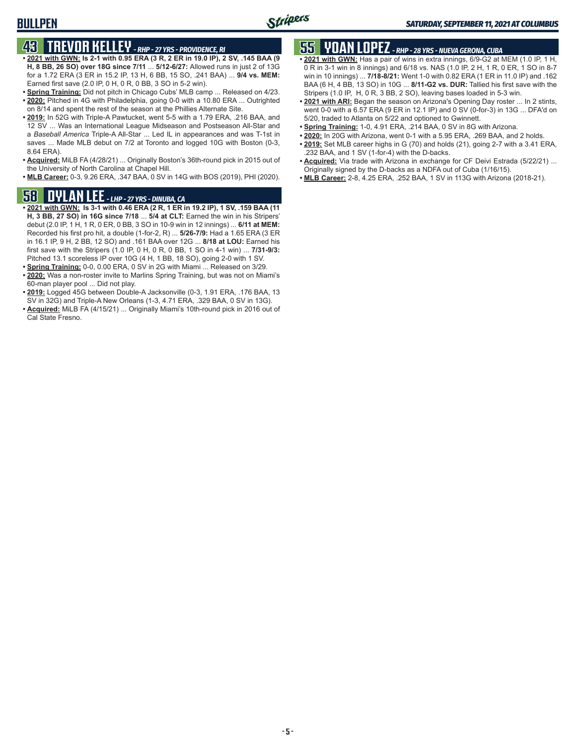## 43 TREVOR KELLEY - RHP - 27 YRS - PROVIDENCE, RI

- **2021 with GWN: Is 2-1 with 0.95 ERA (3 R, 2 ER in 19.0 IP), 2 SV, .145 BAA (9 H, 8 BB, 26 SO) over 18G since 7/11** ... **5/12-6/27:** Allowed runs in just 2 of 13G for a 1.72 ERA (3 ER in 15.2 IP, 13 H, 6 BB, 15 SO, .241 BAA) ... **9/4 vs. MEM:** Earned first save (2.0 IP, 0 H, 0 R, 0 BB, 3 SO in 5-2 win).
- **Spring Training:** Did not pitch in Chicago Cubs' MLB camp ... Released on 4/23.
- **2020:** Pitched in 4G with Philadelphia, going 0-0 with a 10.80 ERA ... Outrighted on 8/14 and spent the rest of the season at the Phillies Alternate Site.
- **2019:** In 52G with Triple-A Pawtucket, went 5-5 with a 1.79 ERA, .216 BAA, and 12 SV ... Was an International League Midseason and Postseason All-Star and a *Baseball America* Triple-A All-Star ... Led IL in appearances and was T-1st in saves ... Made MLB debut on 7/2 at Toronto and logged 10G with Boston (0-3, 8.64 ERA).
- **Acquired:** MiLB FA (4/28/21) ... Originally Boston's 36th-round pick in 2015 out of the University of North Carolina at Chapel Hill.
- **MLB Career:** 0-3, 9.26 ERA, .347 BAA, 0 SV in 14G with BOS (2019), PHI (2020).

## 58 DYLAN LEE - LHP - 27 YRS - DINUBA, CA

- **2021 with GWN: Is 3-1 with 0.46 ERA (2 R, 1 ER in 19.2 IP), 1 SV, .159 BAA (11 H, 3 BB, 27 SO) in 16G since 7/18** ... **5/4 at CLT:** Earned the win in his Stripers' debut (2.0 IP, 1 H, 1 R, 0 ER, 0 BB, 3 SO in 10-9 win in 12 innings) ... **6/11 at MEM:** Recorded his first pro hit, a double (1-for-2, R) ... **5/26-7/9:** Had a 1.65 ERA (3 ER in 16.1 IP, 9 H, 2 BB, 12 SO) and .161 BAA over 12G ... **8/18 at LOU:** Earned his first save with the Stripers (1.0 IP, 0 H, 0 R, 0 BB, 1 SO in 4-1 win) ... **7/31-9/3:** Pitched 13.1 scoreless IP over 10G (4 H, 1 BB, 18 SO), going 2-0 with 1 SV.
- **Spring Training:** 0-0, 0.00 ERA, 0 SV in 2G with Miami ... Released on 3/29.
- **2020:** Was a non-roster invite to Marlins Spring Training, but was not on Miami's 60-man player pool ... Did not play.
- **2019:** Logged 45G between Double-A Jacksonville (0-3, 1.91 ERA, .176 BAA, 13 SV in 32G) and Triple-A New Orleans (1-3, 4.71 ERA, .329 BAA, 0 SV in 13G).
- **Acquired:** MiLB FA (4/15/21) ... Originally Miami's 10th-round pick in 2016 out of Cal State Fresno.

## 55 YOAN LOPEZ - RHP - 28 YRS - NUEVA GERONA, CUBA

- **2021 with GWN:** Has a pair of wins in extra innings, 6/9-G2 at MEM (1.0 IP, 1 H, 0 R in 3-1 win in 8 innings) and 6/18 vs. NAS (1.0 IP, 2 H, 1 R, 0 ER, 1 SO in 8-7 win in 10 innings) ... **7/18-8/21:** Went 1-0 with 0.82 ERA (1 ER in 11.0 IP) and .162 BAA (6 H, 4 BB, 13 SO) in 10G ... **8/11-G2 vs. DUR:** Tallied his first save with the Stripers (1.0 IP, H, 0 R, 3 BB, 2 SO), leaving bases loaded in 5-3 win.
- **2021 with ARI:** Began the season on Arizona's Opening Day roster ... In 2 stints, went 0-0 with a 6.57 ERA (9 ER in 12.1 IP) and 0 SV (0-for-3) in 13G ... DFA'd on 5/20, traded to Atlanta on 5/22 and optioned to Gwinnett.
- **Spring Training:** 1-0, 4.91 ERA, .214 BAA, 0 SV in 8G with Arizona.
- **2020:** In 20G with Arizona, went 0-1 with a 5.95 ERA, .269 BAA, and 2 holds.
- **2019:** Set MLB career highs in G (70) and holds (21), going 2-7 with a 3.41 ERA, .232 BAA, and 1 SV (1-for-4) with the D-backs.
- **Acquired:** Via trade with Arizona in exchange for CF Deivi Estrada (5/22/21) ... Originally signed by the D-backs as a NDFA out of Cuba (1/16/15).
- **MLB Career:** 2-8, 4.25 ERA, .252 BAA, 1 SV in 113G with Arizona (2018-21).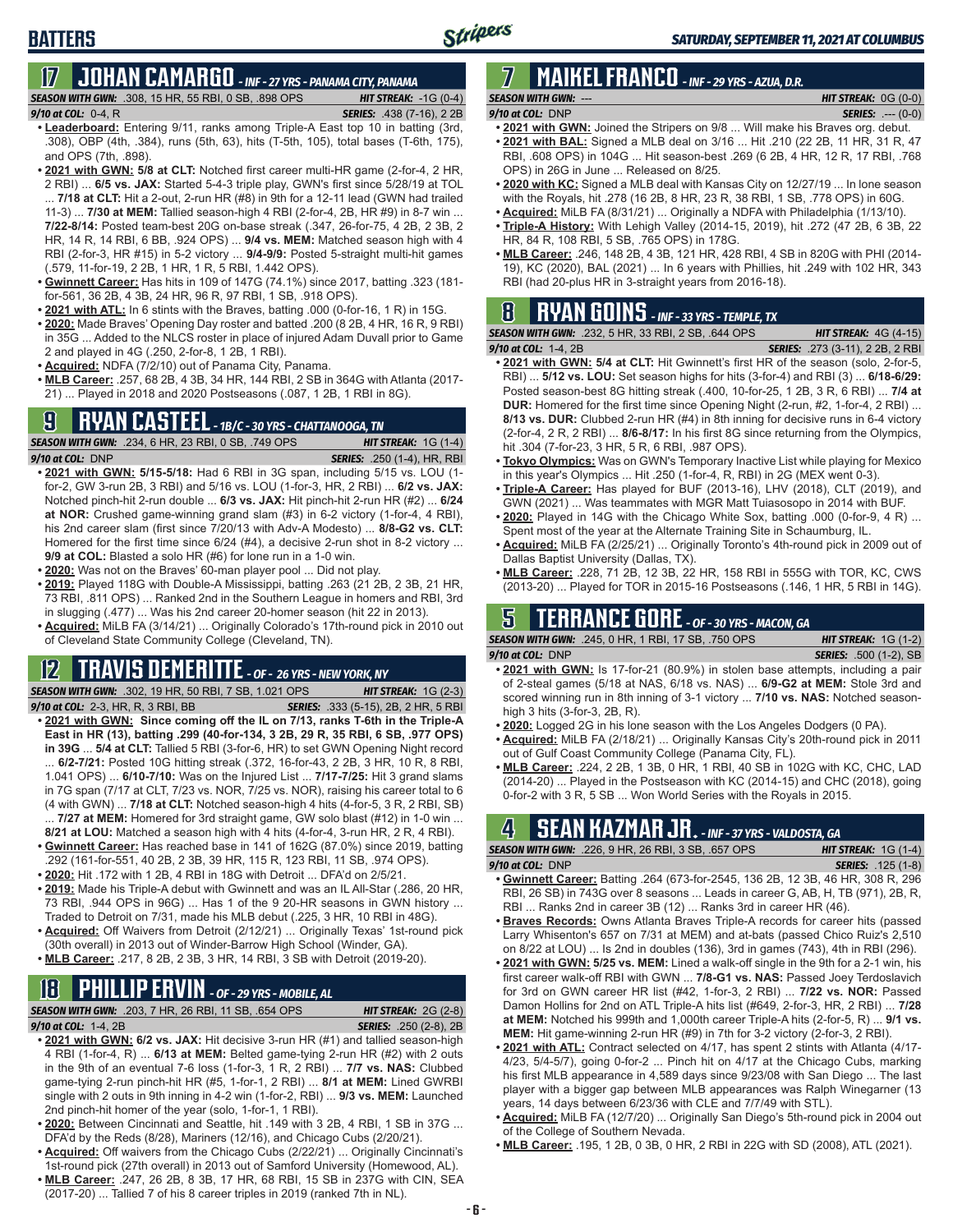## BATTERS

## 17 JOHAN CAMARGO - INF - 27 YRS - PANAMA CITY, PANAMA

**SEASON WITH GWN:** .308, 15 HR, 55 RBI, 0 SB, .898 OPS | **HIT STREAK:** -1G (0-4)
**9/10 at COL:** 0-4, R | **SERIES:** .438 (7-16), 2 2B

- **Leaderboard:** Entering 9/11, ranks among Triple-A East top 10 in batting (3rd, .308), OBP (4th, .384), runs (5th, 63), hits (T-5th, 105), total bases (T-6th, 175), and OPS (7th, .898).
- **2021 with GWN: 5/8 at CLT:** Notched first career multi-HR game (2-for-4, 2 HR, 2 RBI) ... **6/5 vs. JAX:** Started 5-4-3 triple play, GWN's first since 5/28/19 at TOL ... **7/18 at CLT:** Hit a 2-out, 2-run HR (#8) in 9th for a 12-11 lead (GWN had trailed 11-3) ... **7/30 at MEM:** Tallied season-high 4 RBI (2-for-4, 2B, HR #9) in 8-7 win ... **7/22-8/14:** Posted team-best 20G on-base streak (.347, 26-for-75, 4 2B, 2 3B, 2 HR, 14 RBI, 6 BB, .924 OPS) ... **9/4 vs. MEM:** Matched season high with 4 RBI (2-for-3, HR #15) in 5-2 victory ... **9/4-9/9:** Posted 5-straight multi-hit games (.579, 11-for-19, 2 2B, 1 HR, 1 R, 5 RBI, 1.442 OPS).
- **Gwinnett Career:** Has hits in 109 of 147G (74.1%) since 2017, batting .323 (181-for-561, 36 2B, 4 3B, 24 HR, 96 R, 97 RBI, 1 SB, .918 OPS).
- **2021 with ATL:** In 6 stints with the Braves, batting .000 (0-for-16, 1 R) in 15G.
- **2020:** Made Braves' Opening Day roster and batted .200 (8 2B, 4 HR, 16 R, 9 RBI) in 35G ... Added to the NLCS roster in place of injured Adam Duvall prior to Game 2 and played in 4G (.250, 2-for-8, 1 2B, 1 RBI).
- **Acquired:** NDFA (7/2/10) out of Panama City, Panama.
- **MLB Career:** .257, 68 2B, 4 3B, 34 HR, 144 RBI, 2 SB in 364G with Atlanta (2017-21) ... Played in 2018 and 2020 Postseasons (.087, 1 2B, 1 RBI in 8G).

## 9 RYAN CASTEEL - 1B/C - 30 YRS - CHATTANOOGA, TN

**SEASON WITH GWN:** .234, 6 HR, 23 RBI, 0 SB, .749 OPS | **HIT STREAK:** 1G (1-4)
**9/10 at COL:** DNP | **SERIES:** .250 (1-4), HR, RBI

- **2021 with GWN: 5/15-5/18:** Had 6 RBI in 3G span, including 5/15 vs. LOU (1-for-2, GW 3-run 2B, 3 RBI) and 5/16 vs. LOU (1-for-3, HR, 2 RBI) ... **6/2 vs. JAX:** Notched pinch-hit 2-run double ... **6/3 vs. JAX:** Hit pinch-hit 2-run HR (#2) ... **6/24 at NOR:** Crushed game-winning grand slam (#3) in 6-2 victory (1-for-4, 4 RBI), his 2nd career slam (first since 7/20/13 with Adv-A Modesto) ... **8/8-G2 vs. CLT:** Homered for the first time since 6/24 (#4), a decisive 2-run shot in 8-2 victory ... **9/9 at COL:** Blasted a solo HR (#6) for lone run in a 1-0 win.
- **2020:** Was not on the Braves' 60-man player pool ... Did not play.
- **2019:** Played 118G with Double-A Mississippi, batting .263 (21 2B, 2 3B, 21 HR, 73 RBI, .811 OPS) ... Ranked 2nd in the Southern League in homers and RBI, 3rd in slugging (.477) ... Was his 2nd career 20-homer season (hit 22 in 2013).
- **Acquired:** MiLB FA (3/14/21) ... Originally Colorado's 17th-round pick in 2010 out of Cleveland State Community College (Cleveland, TN).

## 12 TRAVIS DEMERITTE - OF - 26 YRS - NEW YORK, NY

**SEASON WITH GWN:** .302, 19 HR, 50 RBI, 7 SB, 1.021 OPS | **HIT STREAK:** 1G (2-3)
**9/10 at COL:** 2-3, HR, R, 3 RBI, BB | **SERIES:** .333 (5-15), 2B, 2 HR, 5 RBI

- **2021 with GWN: Since coming off the IL on 7/13, ranks T-6th in the Triple-A East in HR (13), batting .299 (40-for-134, 3 2B, 29 R, 35 RBI, 6 SB, .977 OPS) in 39G** ... **5/4 at CLT:** Tallied 5 RBI (3-for-6, HR) to set GWN Opening Night record ... **6/2-7/21:** Posted 10G hitting streak (.372, 16-for-43, 2 2B, 3 HR, 10 R, 8 RBI, 1.041 OPS) ... **6/10-7/10:** Was on the Injured List ... **7/17-7/25:** Hit 3 grand slams in 7G span (7/17 at CLT, 7/23 vs. NOR, 7/25 vs. NOR), raising his career total to 6 (4 with GWN) ... **7/18 at CLT:** Notched season-high 4 hits (4-for-5, 3 R, 2 RBI, SB) ... **7/27 at MEM:** Homered for 3rd straight game, GW solo blast (#12) in 1-0 win ... **8/21 at LOU:** Matched a season high with 4 hits (4-for-4, 3-run HR, 2 R, 4 RBI).
- **Gwinnett Career:** Has reached base in 141 of 162G (87.0%) since 2019, batting .292 (161-for-551, 40 2B, 2 3B, 39 HR, 115 R, 123 RBI, 11 SB, .974 OPS).
- **2020:** Hit .172 with 1 2B, 4 RBI in 18G with Detroit ... DFA'd on 2/5/21.
- **2019:** Made his Triple-A debut with Gwinnett and was an IL All-Star (.286, 20 HR, 73 RBI, .944 OPS in 96G) ... Has 1 of the 9 20-HR seasons in GWN history ... Traded to Detroit on 7/31, made his MLB debut (.225, 3 HR, 10 RBI in 48G).
- **Acquired:** Off Waivers from Detroit (2/12/21) ... Originally Texas' 1st-round pick (30th overall) in 2013 out of Winder-Barrow High School (Winder, GA).
- **MLB Career:** .217, 8 2B, 2 3B, 3 HR, 14 RBI, 3 SB with Detroit (2019-20).

## 18 PHILLIP ERVIN - OF - 29 YRS - MOBILE, AL

**SEASON WITH GWN:** .203, 7 HR, 26 RBI, 11 SB, .654 OPS | **HIT STREAK:** 2G (2-8)
**9/10 at COL:** 1-4, 2B | **SERIES:** .250 (2-8), 2B

- **2021 with GWN: 6/2 vs. JAX:** Hit decisive 3-run HR (#1) and tallied season-high 4 RBI (1-for-4, R) ... **6/13 at MEM:** Belted game-tying 2-run HR (#2) with 2 outs in the 9th for an eventual 7-6 loss (1-for-3, 1 R, 2 RBI) ... **7/7 vs. NAS:** Clubbed game-tying 2-run pinch-hit HR (#5, 1-for-1, 2 RBI) ... **8/1 at MEM:** Lined GWRBI single with 2 outs in 9th inning in 4-2 win (1-for-2, RBI) ... **9/3 vs. MEM:** Launched 2nd pinch-hit homer of the year (solo, 1-for-1, 1 RBI).
- **2020:** Between Cincinnati and Seattle, hit .149 with 3 2B, 4 RBI, 1 SB in 37G ... DFA'd by the Reds (8/28), Mariners (12/16), and Chicago Cubs (2/20/21).
- **Acquired:** Off waivers from the Chicago Cubs (2/22/21) ... Originally Cincinnati's 1st-round pick (27th overall) in 2013 out of Samford University (Homewood, AL).
- **MLB Career:** .247, 26 2B, 8 3B, 17 HR, 68 RBI, 15 SB in 237G with CIN, SEA (2017-20) ... Tallied 7 of his 8 career triples in 2019 (ranked 7th in NL).

## 7 MAIKEL FRANCO - INF - 29 YRS - AZUA, D.R.

**SEASON WITH GWN:** --- | **HIT STREAK:** 0G (0-0)
**9/10 at COL:** DNP | **SERIES:** .--- (0-0)

- **2021 with GWN:** Joined the Stripers on 9/8 ... Will make his Braves org. debut.
- **2021 with BAL:** Signed a MLB deal on 3/16 ... Hit .210 (22 2B, 11 HR, 31 R, 47 RBI, .608 OPS) in 104G ... Hit season-best .269 (6 2B, 4 HR, 12 R, 17 RBI, .768 OPS) in 26G in June ... Released on 8/25.
- **2020 with KC:** Signed a MLB deal with Kansas City on 12/27/19 ... In lone season with the Royals, hit .278 (16 2B, 8 HR, 23 R, 38 RBI, 1 SB, .778 OPS) in 60G.
- **Acquired:** MiLB FA (8/31/21) ... Originally a NDFA with Philadelphia (1/13/10).
- **Triple-A History:** With Lehigh Valley (2014-15, 2019), hit .272 (47 2B, 6 3B, 22 HR, 84 R, 108 RBI, 5 SB, .765 OPS) in 178G.
- **MLB Career:** .246, 148 2B, 4 3B, 121 HR, 428 RBI, 4 SB in 820G with PHI (2014-19), KC (2020), BAL (2021) ... In 6 years with Phillies, hit .249 with 102 HR, 343 RBI (had 20-plus HR in 3-straight years from 2016-18).

## 8 RYAN GOINS - INF - 33 YRS - TEMPLE, TX

**SEASON WITH GWN:** .232, 5 HR, 33 RBI, 2 SB, .644 OPS | **HIT STREAK:** 4G (4-15)
**9/10 at COL:** 1-4, 2B | **SERIES:** .273 (3-11), 2 2B, 2 RBI

- **2021 with GWN: 5/4 at CLT:** Hit Gwinnett's first HR of the season (solo, 2-for-5, RBI) ... **5/12 vs. LOU:** Set season highs for hits (3-for-4) and RBI (3) ... **6/18-6/29:** Posted season-best 8G hitting streak (.400, 10-for-25, 1 2B, 3 R, 6 RBI) ... **7/4 at DUR:** Homered for the first time since Opening Night (2-run, #2, 1-for-4, 2 RBI) ... **8/13 vs. DUR:** Clubbed 2-run HR (#4) in 8th inning for decisive runs in 6-4 victory (2-for-4, 2 R, 2 RBI) ... **8/6-8/17:** In his first 8G since returning from the Olympics, hit .304 (7-for-23, 3 HR, 5 R, 6 RBI, .987 OPS).
- **Tokyo Olympics:** Was on GWN's Temporary Inactive List while playing for Mexico in this year's Olympics ... Hit .250 (1-for-4, R, RBI) in 2G (MEX went 0-3).
- **Triple-A Career:** Has played for BUF (2013-16), LHV (2018), CLT (2019), and GWN (2021) ... Was teammates with MGR Matt Tuiasosopo in 2014 with BUF.
- **2020:** Played in 14G with the Chicago White Sox, batting .000 (0-for-9, 4 R) ... Spent most of the year at the Alternate Training Site in Schaumburg, IL.
- **Acquired:** MiLB FA (2/25/21) ... Originally Toronto's 4th-round pick in 2009 out of Dallas Baptist University (Dallas, TX).
- **MLB Career:** .228, 71 2B, 12 3B, 22 HR, 158 RBI in 555G with TOR, KC, CWS (2013-20) ... Played for TOR in 2015-16 Postseasons (.146, 1 HR, 5 RBI in 14G).

## 5 TERRANCE GORE - OF - 30 YRS - MACON, GA

**SEASON WITH GWN:** .245, 0 HR, 1 RBI, 17 SB, .750 OPS | **HIT STREAK:** 1G (1-2)
**9/10 at COL:** DNP | **SERIES:** .500 (1-2), SB

- **2021 with GWN:** Is 17-for-21 (80.9%) in stolen base attempts, including a pair of 2-steal games (5/18 at NAS, 6/18 vs. NAS) ... **6/9-G2 at MEM:** Stole 3rd and scored winning run in 8th inning of 3-1 victory ... **7/10 vs. NAS:** Notched season-high 3 hits (3-for-3, 2B, R).
- **2020:** Logged 2G in his lone season with the Los Angeles Dodgers (0 PA).
- **Acquired:** MiLB FA (2/18/21) ... Originally Kansas City's 20th-round pick in 2011 out of Gulf Coast Community College (Panama City, FL).
- **MLB Career:** .224, 2 2B, 1 3B, 0 HR, 1 RBI, 40 SB in 102G with KC, CHC, LAD (2014-20) ... Played in the Postseason with KC (2014-15) and CHC (2018), going 0-for-2 with 3 R, 5 SB ... Won World Series with the Royals in 2015.

## 4 SEAN KAZMAR JR. - INF - 37 YRS - VALDOSTA, GA

**SEASON WITH GWN:** .226, 9 HR, 26 RBI, 3 SB, .657 OPS | **HIT STREAK:** 1G (1-4)
**9/10 at COL:** DNP | **SERIES:** .125 (1-8)

- **Gwinnett Career:** Batting .264 (673-for-2545, 136 2B, 12 3B, 46 HR, 308 R, 296 RBI, 26 SB) in 743G over 8 seasons ... Leads in career G, AB, H, TB (971), 2B, R, RBI ... Ranks 2nd in career 3B (12) ... Ranks 3rd in career HR (46).
- **Braves Records:** Owns Atlanta Braves Triple-A records for career hits (passed Larry Whisenton's 657 on 7/31 at MEM) and at-bats (passed Chico Ruiz's 2,510 on 8/22 at LOU) ... Is 2nd in doubles (136), 3rd in games (743), 4th in RBI (296).
- **2021 with GWN: 5/25 vs. MEM:** Lined a walk-off single in the 9th for a 2-1 win, his first career walk-off RBI with GWN ... **7/8-G1 vs. NAS:** Passed Joey Terdoslavich for 3rd on GWN career HR list (#42, 1-for-3, 2 RBI) ... **7/22 vs. NOR:** Passed Damon Hollins for 2nd on ATL Triple-A hits list (#649, 2-for-3, HR, 2 RBI) ... **7/28 at MEM:** Notched his 999th and 1,000th career Triple-A hits (2-for-5, R) ... **9/1 vs. MEM:** Hit game-winning 2-run HR (#9) in 7th for 3-2 victory (2-for-3, 2 RBI).
- **2021 with ATL:** Contract selected on 4/17, has spent 2 stints with Atlanta (4/17-4/23, 5/4-5/7), going 0-for-2 ... Pinch hit on 4/17 at the Chicago Cubs, marking his first MLB appearance in 4,589 days since 9/23/08 with San Diego ... The last player with a bigger gap between MLB appearances was Ralph Winegarner (13 years, 14 days between 6/23/36 with CLE and 7/7/49 with STL).
- **Acquired:** MiLB FA (12/7/20) ... Originally San Diego's 5th-round pick in 2004 out of the College of Southern Nevada.
- **MLB Career:** .195, 1 2B, 0 3B, 0 HR, 2 RBI in 22G with SD (2008), ATL (2021).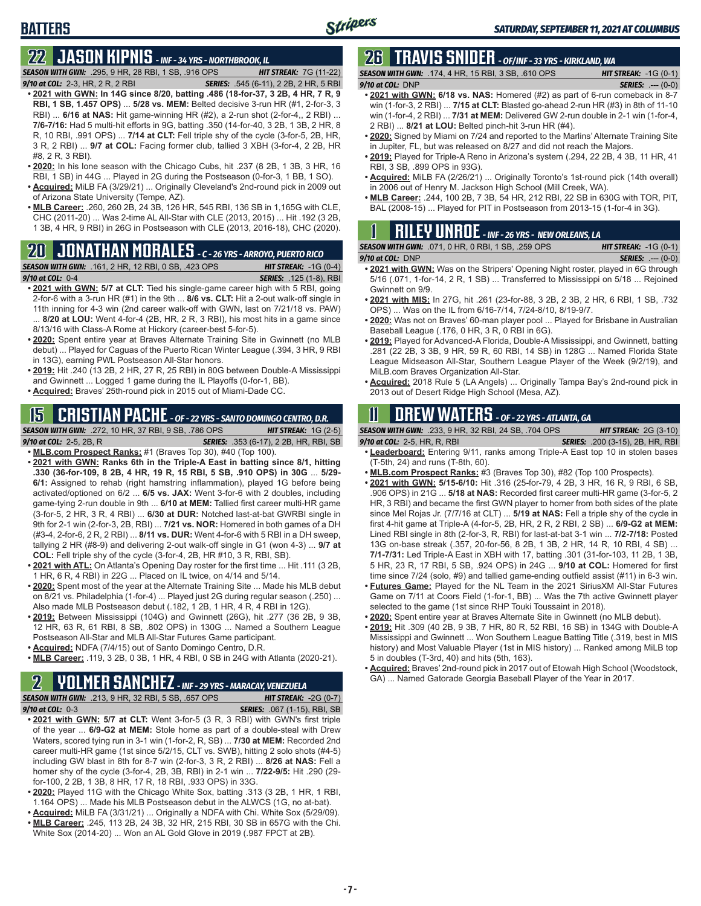## BATTERS

## 22 JASON KIPNIS - INF - 34 YRS - NORTHBROOK, IL

*SEASON WITH GWN:* .295, 9 HR, 28 RBI, 1 SB, .916 OPS *HIT STREAK:* 7G (11-22)
*9/10 at COL:* 2-3, HR, 2 R, 2 RBI *SERIES:* .545 (6-11), 2 2B, 2 HR, 5 RBI

- **2021 with GWN: In 14G since 8/20, batting .486 (18-for-37, 3 2B, 4 HR, 7 R, 9 RBI, 1 SB, 1.457 OPS)** ... **5/28 vs. MEM:** Belted decisive 3-run HR (#1, 2-for-3, 3 RBI) ... **6/16 at NAS:** Hit game-winning HR (#2), a 2-run shot (2-for-4,, 2 RBI) ... **7/6-7/16:** Had 5 multi-hit efforts in 9G, batting .350 (14-for-40, 3 2B, 1 3B, 2 HR, 8 R, 10 RBI, .991 OPS) ... **7/14 at CLT:** Fell triple shy of the cycle (3-for-5, 2B, HR, 3 R, 2 RBI) ... **9/7 at COL:** Facing former club, tallied 3 XBH (3-for-4, 2 2B, HR #8, 2 R, 3 RBI).
- **2020:** In his lone season with the Chicago Cubs, hit .237 (8 2B, 1 3B, 3 HR, 16 RBI, 1 SB) in 44G ... Played in 2G during the Postseason (0-for-3, 1 BB, 1 SO).
- **Acquired:** MiLB FA (3/29/21) ... Originally Cleveland's 2nd-round pick in 2009 out of Arizona State University (Tempe, AZ).
- **MLB Career:** .260, 260 2B, 24 3B, 126 HR, 545 RBI, 136 SB in 1,165G with CLE, CHC (2011-20) ... Was 2-time AL All-Star with CLE (2013, 2015) ... Hit .192 (3 2B, 1 3B, 4 HR, 9 RBI) in 26G in Postseason with CLE (2013, 2016-18), CHC (2020).

## 20 JONATHAN MORALES - C - 26 YRS - ARROYO, PUERTO RICO

*SEASON WITH GWN:* .161, 2 HR, 12 RBI, 0 SB, .423 OPS *HIT STREAK:* -1G (0-4)
*9/10 at COL:* 0-4 *SERIES:* .125 (1-8), RBI

- **2021 with GWN: 5/7 at CLT:** Tied his single-game career high with 5 RBI, going 2-for-6 with a 3-run HR (#1) in the 9th ... **8/6 vs. CLT:** Hit a 2-out walk-off single in 11th inning for 4-3 win (2nd career walk-off with GWN, last on 7/21/18 vs. PAW) ... **8/20 at LOU:** Went 4-for-4 (2B, HR, 2 R, 3 RBI), his most hits in a game since 8/13/16 with Class-A Rome at Hickory (career-best 5-for-5).
- **2020:** Spent entire year at Braves Alternate Training Site in Gwinnett (no MLB debut) ... Played for Caguas of the Puerto Rican Winter League (.394, 3 HR, 9 RBI in 13G), earning PWL Postseason All-Star honors.
- **2019:** Hit .240 (13 2B, 2 HR, 27 R, 25 RBI) in 80G between Double-A Mississippi and Gwinnett ... Logged 1 game during the IL Playoffs (0-for-1, BB).
- **Acquired:** Braves' 25th-round pick in 2015 out of Miami-Dade CC.

## 15 CRISTIAN PACHE - OF - 22 YRS - SANTO DOMINGO CENTRO, D.R.

*SEASON WITH GWN:* .272, 10 HR, 37 RBI, 9 SB, .786 OPS *HIT STREAK:* 1G (2-5)
*9/10 at COL:* 2-5, 2B, R *SERIES:* .353 (6-17), 2 2B, HR, RBI, SB

- **MLB.com Prospect Ranks:** #1 (Braves Top 30), #40 (Top 100).
- **2021 with GWN: Ranks 6th in the Triple-A East in batting since 8/1, hitting .330 (36-for-109, 8 2B, 4 HR, 19 R, 15 RBI, 5 SB, .910 OPS) in 30G** ... **5/29-6/1:** Assigned to rehab (right hamstring inflammation), played 1G before being activated/optioned on 6/2 ... **6/5 vs. JAX:** Went 3-for-6 with 2 doubles, including game-tying 2-run double in 9th ... **6/10 at MEM:** Tallied first career multi-HR game (3-for-5, 2 HR, 3 R, 4 RBI) ... **6/30 at DUR:** Notched last-at-bat GWRBI single in 9th for 2-1 win (2-for-3, 2B, RBI) ... **7/21 vs. NOR:** Homered in both games of a DH (#3-4, 2-for-6, 2 R, 2 RBI) ... **8/11 vs. DUR:** Went 4-for-6 with 5 RBI in a DH sweep, tallying 2 HR (#8-9) and delivering 2-out walk-off single in G1 (won 4-3) ... **9/7 at COL:** Fell triple shy of the cycle (3-for-4, 2B, HR #10, 3 R, RBI, SB).
- **2021 with ATL:** On Atlanta's Opening Day roster for the first time ... Hit .111 (3 2B, 1 HR, 6 R, 4 RBI) in 22G ... Placed on IL twice, on 4/14 and 5/14.
- **2020:** Spent most of the year at the Alternate Training Site ... Made his MLB debut on 8/21 vs. Philadelphia (1-for-4) ... Played just 2G during regular season (.250) ... Also made MLB Postseason debut (.182, 1 2B, 1 HR, 4 R, 4 RBI in 12G).
- **2019:** Between Mississippi (104G) and Gwinnett (26G), hit .277 (36 2B, 9 3B, 12 HR, 63 R, 61 RBI, 8 SB, .802 OPS) in 130G ... Named a Southern League Postseason All-Star and MLB All-Star Futures Game participant.
- **Acquired:** NDFA (7/4/15) out of Santo Domingo Centro, D.R.
- **MLB Career:** .119, 3 2B, 0 3B, 1 HR, 4 RBI, 0 SB in 24G with Atlanta (2020-21).

## 2 YOLMER SANCHEZ - INF - 29 YRS - MARACAY, VENEZUELA

*SEASON WITH GWN:* .213, 9 HR, 32 RBI, 5 SB, .657 OPS *HIT STREAK:* -2G (0-7)
*9/10 at COL:* 0-3 *SERIES:* .067 (1-15), RBI, SB

- **2021 with GWN: 5/7 at CLT:** Went 3-for-5 (3 R, 3 RBI) with GWN's first triple of the year ... **6/9-G2 at MEM:** Stole home as part of a double-steal with Drew Waters, scored tying run in 3-1 win (1-for-2, R, SB) ... **7/30 at MEM:** Recorded 2nd career multi-HR game (1st since 5/2/15, CLT vs. SWB), hitting 2 solo shots (#4-5) including GW blast in 8th for 8-7 win (2-for-3, 3 R, 2 RBI) ... **8/26 at NAS:** Fell a homer shy of the cycle (3-for-4, 2B, 3B, RBI) in 2-1 win ... **7/22-9/5:** Hit .290 (29-for-100, 2 2B, 1 3B, 8 HR, 17 R, 18 RBI, .933 OPS) in 33G.
- **2020:** Played 11G with the Chicago White Sox, batting .313 (3 2B, 1 HR, 1 RBI, 1.164 OPS) ... Made his MLB Postseason debut in the ALWCS (1G, no at-bat).
- **Acquired:** MiLB FA (3/31/21) ... Originally a NDFA with Chi. White Sox (5/29/09).
- **MLB Career:** .245, 113 2B, 24 3B, 32 HR, 215 RBI, 30 SB in 657G with the Chi. White Sox (2014-20) ... Won an AL Gold Glove in 2019 (.987 FPCT at 2B).

## 26 TRAVIS SNIDER - OF/INF - 33 YRS - KIRKLAND, WA

*SEASON WITH GWN:* .174, 4 HR, 15 RBI, 3 SB, .610 OPS *HIT STREAK:* -1G (0-1)
*9/10 at COL:* DNP *SERIES:* .--- (0-0)

- **2021 with GWN: 6/18 vs. NAS:** Homered (#2) as part of 6-run comeback in 8-7 win (1-for-3, 2 RBI) ... **7/15 at CLT:** Blasted go-ahead 2-run HR (#3) in 8th of 11-10 win (1-for-4, 2 RBI) ... **7/31 at MEM:** Delivered GW 2-run double in 2-1 win (1-for-4, 2 RBI) ... **8/21 at LOU:** Belted pinch-hit 3-run HR (#4).
- **2020:** Signed by Miami on 7/24 and reported to the Marlins' Alternate Training Site in Jupiter, FL, but was released on 8/27 and did not reach the Majors.
- **2019:** Played for Triple-A Reno in Arizona's system (.294, 22 2B, 4 3B, 11 HR, 41 RBI, 3 SB, .899 OPS in 93G).
- **Acquired:** MiLB FA (2/26/21) ... Originally Toronto's 1st-round pick (14th overall) in 2006 out of Henry M. Jackson High School (Mill Creek, WA).
- **MLB Career:** .244, 100 2B, 7 3B, 54 HR, 212 RBI, 22 SB in 630G with TOR, PIT, BAL (2008-15) ... Played for PIT in Postseason from 2013-15 (1-for-4 in 3G).

## 1 RILEY UNROE - INF - 26 YRS - NEW ORLEANS, LA

*SEASON WITH GWN:* .071, 0 HR, 0 RBI, 1 SB, .259 OPS *HIT STREAK:* -1G (0-1)
*9/10 at COL:* DNP *SERIES:* .--- (0-0)

- **2021 with GWN:** Was on the Stripers' Opening Night roster, played in 6G through 5/16 (.071, 1-for-14, 2 R, 1 SB) ... Transferred to Mississippi on 5/18 ... Rejoined Gwinnett on 9/9.
- **2021 with MIS:** In 27G, hit .261 (23-for-88, 3 2B, 2 3B, 2 HR, 6 RBI, 1 SB, .732 OPS) ... Was on the IL from 6/16-7/14, 7/24-8/10, 8/19-9/7.
- **2020:** Was not on Braves' 60-man player pool ... Played for Brisbane in Australian Baseball League (.176, 0 HR, 3 R, 0 RBI in 6G).
- **2019:** Played for Advanced-A Florida, Double-A Mississippi, and Gwinnett, batting .281 (22 2B, 3 3B, 9 HR, 59 R, 60 RBI, 14 SB) in 128G ... Named Florida State League Midseason All-Star, Southern League Player of the Week (9/2/19), and MiLB.com Braves Organization All-Star.
- **Acquired:** 2018 Rule 5 (LA Angels) ... Originally Tampa Bay's 2nd-round pick in 2013 out of Desert Ridge High School (Mesa, AZ).

## 11 DREW WATERS - OF - 22 YRS - ATLANTA, GA

*SEASON WITH GWN:* .233, 9 HR, 32 RBI, 24 SB, .704 OPS *HIT STREAK:* 2G (3-10)
*9/10 at COL:* 2-5, HR, R, RBI *SERIES:* .200 (3-15), 2B, HR, RBI

- **Leaderboard:** Entering 9/11, ranks among Triple-A East top 10 in stolen bases (T-5th, 24) and runs (T-8th, 60).
- **MLB.com Prospect Ranks:** #3 (Braves Top 30), #82 (Top 100 Prospects).
- **2021 with GWN: 5/15-6/10:** Hit .316 (25-for-79, 4 2B, 3 HR, 16 R, 9 RBI, 6 SB, .906 OPS) in 21G ... **5/18 at NAS:** Recorded first career multi-HR game (3-for-5, 2 HR, 3 RBI) and became the first GWN player to homer from both sides of the plate since Mel Rojas Jr. (7/7/16 at CLT) ... **5/19 at NAS:** Fell a triple shy of the cycle in first 4-hit game at Triple-A (4-for-5, 2B, HR, 2 R, 2 RBI, 2 SB) ... **6/9-G2 at MEM:** Lined RBI single in 8th (2-for-3, R, RBI) for last-at-bat 3-1 win ... **7/2-7/18:** Posted 13G on-base streak (.357, 20-for-56, 8 2B, 1 3B, 2 HR, 14 R, 10 RBI, 4 SB) ... **7/1-7/31:** Led Triple-A East in XBH with 17, batting .301 (31-for-103, 11 2B, 1 3B, 5 HR, 23 R, 17 RBI, 5 SB, .924 OPS) in 24G ... **9/10 at COL:** Homered for first time since 7/24 (solo, #9) and tallied game-ending outfield assist (#11) in 6-3 win.
- **Futures Game:** Played for the NL Team in the 2021 SiriusXM All-Star Futures Game on 7/11 at Coors Field (1-for-1, BB) ... Was the 7th active Gwinnett player selected to the game (1st since RHP Touki Toussaint in 2018).
- **2020:** Spent entire year at Braves Alternate Site in Gwinnett (no MLB debut).
- **2019:** Hit .309 (40 2B, 9 3B, 7 HR, 80 R, 52 RBI, 16 SB) in 134G with Double-A Mississippi and Gwinnett ... Won Southern League Batting Title (.319, best in MIS history) and Most Valuable Player (1st in MIS history) ... Ranked among MiLB top 5 in doubles (T-3rd, 40) and hits (5th, 163).
- **Acquired:** Braves' 2nd-round pick in 2017 out of Etowah High School (Woodstock, GA) ... Named Gatorade Georgia Baseball Player of the Year in 2017.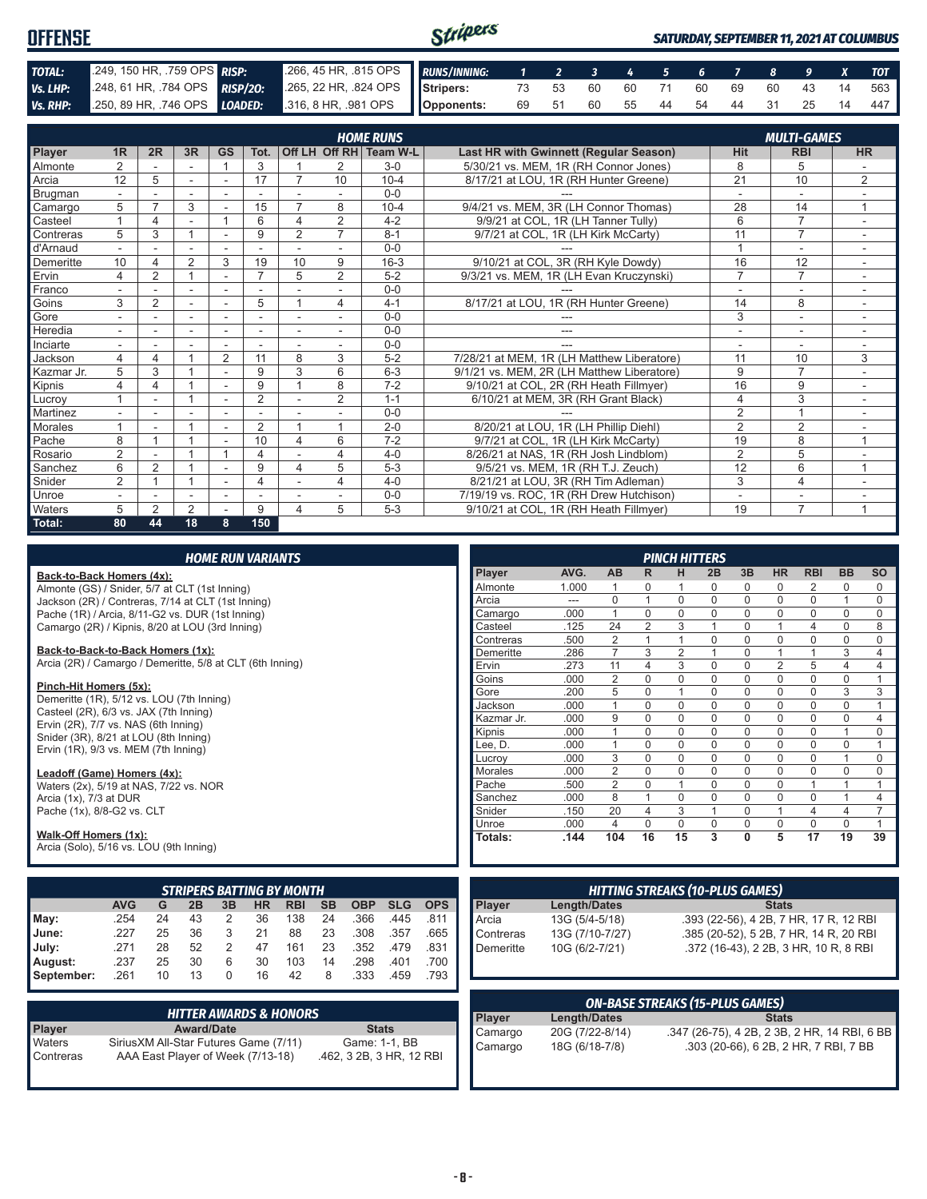# OFFENSE

*SATURDAY, SEPTEMBER 11, 2021 AT COLUMBUS*

| | | | |
|---|---|---|---|
| **TOTAL:** | .249, 150 HR, .759 OPS | **RISP:** | .266, 45 HR, .815 OPS |
| **Vs. LHP:** | .248, 61 HR, .784 OPS | **RISP/2O:** | .265, 22 HR, .824 OPS |
| **Vs. RHP:** | .250, 89 HR, .746 OPS | **LOADED:** | .316, 8 HR, .981 OPS |

| RUNS/INNING: | 1 | 2 | 3 | 4 | 5 | 6 | 7 | 8 | 9 | X | TOT |
|---|---|---|---|---|---|---|---|---|---|---|---|
| Stripers: | 73 | 53 | 60 | 60 | 71 | 60 | 69 | 60 | 43 | 14 | 563 |
| Opponents: | 69 | 51 | 60 | 55 | 44 | 54 | 44 | 31 | 25 | 14 | 447 |

| Player | 1R | 2R | 3R | GS | Tot. | Off LH | Off RH | Team W-L | Last HR with Gwinnett (Regular Season) | Hit | RBI | HR |
|---|---|---|---|---|---|---|---|---|---|---|---|---|
| | | | | | | | | *HOME RUNS* | | *MULTI-GAMES* | | |
| Almonte | 2 | - | - | 1 | 3 | 1 | 2 | 3-0 | 5/30/21 vs. MEM, 1R (RH Connor Jones) | 8 | 5 | - |
| Arcia | 12 | 5 | - | - | 17 | 7 | 10 | 10-4 | 8/17/21 at LOU, 1R (RH Hunter Greene) | 21 | 10 | 2 |
| Brugman | - | - | - | - | - | - | - | 0-0 | --- | - | - | - |
| Camargo | 5 | 7 | 3 | - | 15 | 7 | 8 | 10-4 | 9/4/21 vs. MEM, 3R (LH Connor Thomas) | 28 | 14 | 1 |
| Casteel | 1 | 4 | - | 1 | 6 | 4 | 2 | 4-2 | 9/9/21 at COL, 1R (LH Tanner Tully) | 6 | 7 | - |
| Contreras | 5 | 3 | 1 | - | 9 | 2 | 7 | 8-1 | 9/7/21 at COL, 1R (LH Kirk McCarty) | 11 | 7 | - |
| d'Arnaud | - | - | - | - | - | - | - | 0-0 | --- | 1 | - | - |
| Demeritte | 10 | 4 | 2 | 3 | 19 | 10 | 9 | 16-3 | 9/10/21 at COL, 3R (RH Kyle Dowdy) | 16 | 12 | - |
| Ervin | 4 | 2 | 1 | - | 7 | 5 | 2 | 5-2 | 9/3/21 vs. MEM, 1R (LH Evan Kruczynski) | 7 | 7 | - |
| Franco | - | - | - | - | - | - | - | 0-0 | --- | - | - | - |
| Goins | 3 | 2 | - | - | 5 | 1 | 4 | 4-1 | 8/17/21 at LOU, 1R (RH Hunter Greene) | 14 | 8 | - |
| Gore | - | - | - | - | - | - | - | 0-0 | --- | 3 | - | - |
| Heredia | - | - | - | - | - | - | - | 0-0 | --- | - | - | - |
| Inciarte | - | - | - | - | - | - | - | 0-0 | --- | - | - | - |
| Jackson | 4 | 4 | 1 | 2 | 11 | 8 | 3 | 5-2 | 7/28/21 at MEM, 1R (LH Matthew Liberatore) | 11 | 10 | 3 |
| Kazmar Jr. | 5 | 3 | 1 | - | 9 | 3 | 6 | 6-3 | 9/1/21 vs. MEM, 2R (LH Matthew Liberatore) | 9 | 7 | - |
| Kipnis | 4 | 4 | 1 | - | 9 | 1 | 8 | 7-2 | 9/10/21 at COL, 2R (RH Heath Fillmyer) | 16 | 9 | - |
| Lucroy | 1 | - | 1 | - | 2 | - | 2 | 1-1 | 6/10/21 at MEM, 3R (RH Grant Black) | 4 | 3 | - |
| Martinez | - | - | - | - | - | - | - | 0-0 | --- | 2 | 1 | - |
| Morales | 1 | - | 1 | - | 2 | 1 | 1 | 2-0 | 8/20/21 at LOU, 1R (LH Phillip Diehl) | 2 | 2 | - |
| Pache | 8 | 1 | 1 | - | 10 | 4 | 6 | 7-2 | 9/7/21 at COL, 1R (LH Kirk McCarty) | 19 | 8 | 1 |
| Rosario | 2 | - | 1 | 1 | 4 | - | 4 | 4-0 | 8/26/21 at NAS, 1R (RH Josh Lindblom) | 2 | 5 | - |
| Sanchez | 6 | 2 | 1 | - | 9 | 4 | 5 | 5-3 | 9/5/21 vs. MEM, 1R (RH T.J. Zeuch) | 12 | 6 | 1 |
| Snider | 2 | 1 | 1 | - | 4 | - | 4 | 4-0 | 8/21/21 at LOU, 3R (RH Tim Adleman) | 3 | 4 | - |
| Unroe | - | - | - | - | - | - | - | 0-0 | 7/19/19 vs. ROC, 1R (RH Drew Hutchison) | - | - | - |
| Waters | 5 | 2 | 2 | - | 9 | 4 | 5 | 5-3 | 9/10/21 at COL, 1R (RH Heath Fillmyer) | 19 | 7 | 1 |
| **Total:** | **80** | **44** | **18** | **8** | **150** | | | | | | | |

## HOME RUN VARIANTS

**Back-to-Back Homers (4x):**
Almonte (GS) / Snider, 5/7 at CLT (1st Inning)
Jackson (2R) / Contreras, 7/14 at CLT (1st Inning)
Pache (1R) / Arcia, 8/11-G2 vs. DUR (1st Inning)
Camargo (2R) / Kipnis, 8/20 at LOU (3rd Inning)

**Back-to-Back-to-Back Homers (1x):**
Arcia (2R) / Camargo / Demeritte, 5/8 at CLT (6th Inning)

**Pinch-Hit Homers (5x):**
Demeritte (1R), 5/12 vs. LOU (7th Inning)
Casteel (2R), 6/3 vs. JAX (7th Inning)
Ervin (2R), 7/7 vs. NAS (6th Inning)
Snider (3R), 8/21 at LOU (8th Inning)
Ervin (1R), 9/3 vs. MEM (7th Inning)

**Leadoff (Game) Homers (4x):**
Waters (2x), 5/19 at NAS, 7/22 vs. NOR
Arcia (1x), 7/3 at DUR
Pache (1x), 8/8-G2 vs. CLT

**Walk-Off Homers (1x):**
Arcia (Solo), 5/16 vs. LOU (9th Inning)

## PINCH HITTERS

| Player | AVG. | AB | R | H | 2B | 3B | HR | RBI | BB | SO |
|---|---|---|---|---|---|---|---|---|---|---|
| Almonte | 1.000 | 1 | 0 | 1 | 0 | 0 | 0 | 2 | 0 | 0 |
| Arcia | --- | 0 | 1 | 0 | 0 | 0 | 0 | 0 | 1 | 0 |
| Camargo | .000 | 1 | 0 | 0 | 0 | 0 | 0 | 0 | 0 | 0 |
| Casteel | .125 | 24 | 2 | 3 | 1 | 0 | 1 | 4 | 0 | 8 |
| Contreras | .500 | 2 | 1 | 1 | 0 | 0 | 0 | 0 | 0 | 0 |
| Demeritte | .286 | 7 | 3 | 2 | 1 | 0 | 1 | 1 | 3 | 4 |
| Ervin | .273 | 11 | 4 | 3 | 0 | 0 | 2 | 5 | 4 | 4 |
| Goins | .000 | 2 | 0 | 0 | 0 | 0 | 0 | 0 | 0 | 1 |
| Gore | .200 | 5 | 0 | 1 | 0 | 0 | 0 | 0 | 3 | 3 |
| Jackson | .000 | 1 | 0 | 0 | 0 | 0 | 0 | 0 | 0 | 1 |
| Kazmar Jr. | .000 | 9 | 0 | 0 | 0 | 0 | 0 | 0 | 0 | 4 |
| Kipnis | .000 | 1 | 0 | 0 | 0 | 0 | 0 | 0 | 1 | 0 |
| Lee, D. | .000 | 1 | 0 | 0 | 0 | 0 | 0 | 0 | 0 | 1 |
| Lucroy | .000 | 3 | 0 | 0 | 0 | 0 | 0 | 0 | 1 | 0 |
| Morales | .000 | 2 | 0 | 0 | 0 | 0 | 0 | 0 | 0 | 0 |
| Pache | .500 | 2 | 0 | 1 | 0 | 0 | 0 | 1 | 1 | 1 |
| Sanchez | .000 | 8 | 1 | 0 | 0 | 0 | 0 | 0 | 1 | 4 |
| Snider | .150 | 20 | 4 | 3 | 1 | 0 | 1 | 4 | 4 | 7 |
| Unroe | .000 | 4 | 0 | 0 | 0 | 0 | 0 | 0 | 0 | 1 |
| **Totals:** | **.144** | **104** | **16** | **15** | **3** | **0** | **5** | **17** | **19** | **39** |

## STRIPERS BATTING BY MONTH

| | AVG | G | 2B | 3B | HR | RBI | SB | OBP | SLG | OPS |
|---|---|---|---|---|---|---|---|---|---|---|
| **May:** | .254 | 24 | 43 | 2 | 36 | 138 | 24 | .366 | .445 | .811 |
| **June:** | .227 | 25 | 36 | 3 | 21 | 88 | 23 | .308 | .357 | .665 |
| **July:** | .271 | 28 | 52 | 2 | 47 | 161 | 23 | .352 | .479 | .831 |
| **August:** | .237 | 25 | 30 | 6 | 30 | 103 | 14 | .298 | .401 | .700 |
| **September:** | .261 | 10 | 13 | 0 | 16 | 42 | 8 | .333 | .459 | .793 |

## HITTING STREAKS (10-PLUS GAMES)

| Player | Length/Dates | Stats |
|---|---|---|
| Arcia | 13G (5/4-5/18) | .393 (22-56), 4 2B, 7 HR, 17 R, 12 RBI |
| Contreras | 13G (7/10-7/27) | .385 (20-52), 5 2B, 7 HR, 14 R, 20 RBI |
| Demeritte | 10G (6/2-7/21) | .372 (16-43), 2 2B, 3 HR, 10 R, 8 RBI |

## HITTER AWARDS & HONORS

| Player | Award/Date | Stats |
|---|---|---|
| Waters | SiriusXM All-Star Futures Game (7/11) | Game: 1-1, BB |
| Contreras | AAA East Player of Week (7/13-18) | .462, 3 2B, 3 HR, 12 RBI |

## ON-BASE STREAKS (15-PLUS GAMES)

| Player | Length/Dates | Stats |
|---|---|---|
| Camargo | 20G (7/22-8/14) | .347 (26-75), 4 2B, 2 3B, 2 HR, 14 RBI, 6 BB |
| Camargo | 18G (6/18-7/8) | .303 (20-66), 6 2B, 2 HR, 7 RBI, 7 BB |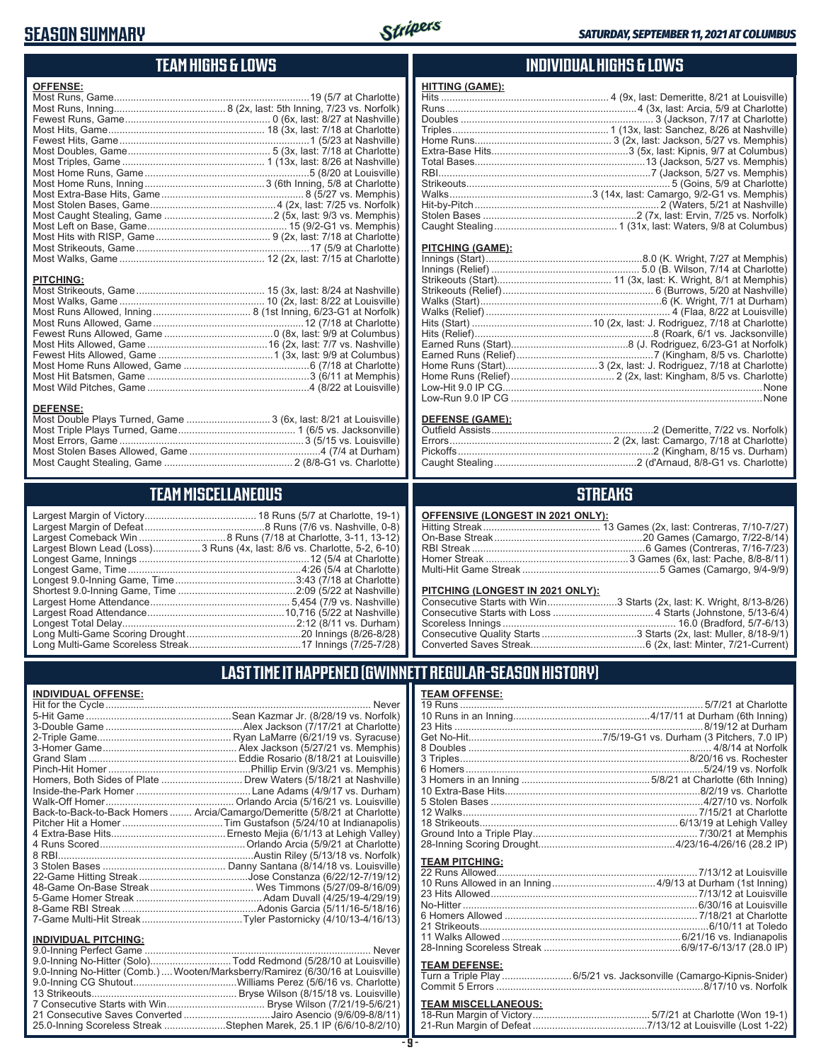# SEASON SUMMARY

*SATURDAY, SEPTEMBER 11, 2021 AT COLUMBUS*

## TEAM HIGHS & LOWS

**OFFENSE:**

| | |
|---|---|
| Most Runs, Game | 19 (5/7 at Charlotte) |
| Most Runs, Inning | 8 (2x, last: 5th Inning, 7/23 vs. Norfolk) |
| Fewest Runs, Game | 0 (6x, last: 8/27 at Nashville) |
| Most Hits, Game | 18 (3x, last: 7/18 at Charlotte) |
| Fewest Hits, Game | 1 (5/23 at Nashville) |
| Most Doubles, Game | 5 (3x, last: 7/18 at Charlotte) |
| Most Triples, Game | 1 (13x, last: 8/26 at Nashville) |
| Most Home Runs, Game | 5 (8/20 at Louisville) |
| Most Home Runs, Inning | 3 (6th Inning, 5/8 at Charlotte) |
| Most Extra-Base Hits, Game | 8 (5/27 vs. Memphis) |
| Most Stolen Bases, Game | 4 (2x, last: 7/25 vs. Norfolk) |
| Most Caught Stealing, Game | 2 (5x, last: 9/3 vs. Memphis) |
| Most Left on Base, Game | 15 (9/2-G1 vs. Memphis) |
| Most Hits with RISP, Game | 9 (2x, last: 7/18 at Charlotte) |
| Most Strikeouts, Game | 17 (5/9 at Charlotte) |
| Most Walks, Game | 12 (2x, last: 7/15 at Charlotte) |

**PITCHING:**

| | |
|---|---|
| Most Strikeouts, Game | 15 (3x, last: 8/24 at Nashville) |
| Most Walks, Game | 10 (2x, last: 8/22 at Louisville) |
| Most Runs Allowed, Inning | 8 (1st Inning, 6/23-G1 at Norfolk) |
| Most Runs Allowed, Game | 12 (7/18 at Charlotte) |
| Fewest Runs Allowed, Game | 0 (8x, last: 9/9 at Columbus) |
| Most Hits Allowed, Game | 16 (2x, last: 7/7 vs. Nashville) |
| Fewest Hits Allowed, Game | 1 (3x, last: 9/9 at Columbus) |
| Most Home Runs Allowed, Game | 6 (7/18 at Charlotte) |
| Most Hit Batsmen, Game | 3 (6/11 at Memphis) |
| Most Wild Pitches, Game | 4 (8/22 at Louisville) |

**DEFENSE:**

| | |
|---|---|
| Most Double Plays Turned, Game | 3 (6x, last: 8/21 at Louisville) |
| Most Triple Plays Turned, Game | 1 (6/5 vs. Jacksonville) |
| Most Errors, Game | 3 (5/15 vs. Louisville) |
| Most Stolen Bases Allowed, Game | 4 (7/4 at Durham) |
| Most Caught Stealing, Game | 2 (8/8-G1 vs. Charlotte) |

## INDIVIDUAL HIGHS & LOWS

**HITTING (GAME):**

| | |
|---|---|
| Hits | 4 (9x, last: Demeritte, 8/21 at Louisville) |
| Runs | 4 (3x, last: Arcia, 5/9 at Charlotte) |
| Doubles | 3 (Jackson, 7/17 at Charlotte) |
| Triples | 1 (13x, last: Sanchez, 8/26 at Nashville) |
| Home Runs | 3 (2x, last: Jackson, 5/27 vs. Memphis) |
| Extra-Base Hits | 3 (5x, last: Kipnis, 9/7 at Columbus) |
| Total Bases | 13 (Jackson, 5/27 vs. Memphis) |
| RBI | 7 (Jackson, 5/27 vs. Memphis) |
| Strikeouts | 5 (Goins, 5/9 at Charlotte) |
| Walks | 3 (14x, last: Camargo, 9/2-G1 vs. Memphis) |
| Hit-by-Pitch | 2 (Waters, 5/21 at Nashville) |
| Stolen Bases | 2 (7x, last: Ervin, 7/25 vs. Norfolk) |
| Caught Stealing | 1 (31x, last: Waters, 9/8 at Columbus) |

**PITCHING (GAME):**

| | |
|---|---|
| Innings (Start) | 8.0 (K. Wright, 7/27 at Memphis) |
| Innings (Relief) | 5.0 (B. Wilson, 7/14 at Charlotte) |
| Strikeouts (Start) | 11 (3x, last: K. Wright, 8/1 at Memphis) |
| Strikeouts (Relief) | 6 (Burrows, 5/20 at Nashville) |
| Walks (Start) | 6 (K. Wright, 7/1 at Durham) |
| Walks (Relief) | 4 (Flaa, 8/22 at Louisville) |
| Hits (Start) | 10 (2x, last: J. Rodriguez, 7/18 at Charlotte) |
| Hits (Relief) | 8 (Roark, 6/1 vs. Jacksonville) |
| Earned Runs (Start) | 8 (J. Rodriguez, 6/23-G1 at Norfolk) |
| Earned Runs (Relief) | 7 (Kingham, 8/5 vs. Charlotte) |
| Home Runs (Start) | 3 (2x, last: J. Rodriguez, 7/18 at Charlotte) |
| Home Runs (Relief) | 2 (Kingham, 8/5 vs. Charlotte) |
| Low-Hit 9.0 IP CG | None |
| Low-Run 9.0 IP CG | None |

**DEFENSE (GAME):**

| | |
|---|---|
| Outfield Assists | 2 (Demeritte, 7/22 vs. Norfolk) |
| Errors | 2 (2x, last: Camargo, 7/18 at Charlotte) |
| Pickoffs | 2 (Kingham, 8/15 vs. Durham) |
| Caught Stealing | 2 (d'Arnaud, 8/8-G1 vs. Charlotte) |

## TEAM MISCELLANEOUS

| | |
|---|---|
| Largest Margin of Victory | 18 Runs (5/7 at Charlotte, 19-1) |
| Largest Margin of Defeat | 8 Runs (7/6 vs. Nashville, 0-8) |
| Largest Comeback Win | 8 Runs (7/18 at Charlotte, 3-11, 13-12) |
| Largest Blown Lead (Loss) | 3 Runs (4x, last: 8/6 vs. Charlotte, 5-2, 6-10) |
| Longest Game, Innings | 12 (5/4 at Charlotte) |
| Longest Game, Time | 4:26 (5/4 at Charlotte) |
| Longest 9.0-Inning Game, Time | 3:43 (7/18 at Charlotte) |
| Shortest 9.0-Inning Game, Time | 2:09 (5/22 at Nashville) |
| Largest Home Attendance | 5,454 (7/9 vs. Nashville) |
| Largest Road Attendance | 10,716 (5/22 at Nashville) |
| Longest Total Delay | 2:12 (8/11 vs. Durham) |
| Long Multi-Game Scoring Drought | 20 Innings (8/26-8/28) |
| Long Multi-Game Scoreless Streak | 17 Innings (7/25-7/28) |

## STREAKS

**OFFENSIVE (LONGEST IN 2021 ONLY):**

| | |
|---|---|
| Hitting Streak | 13 Games (2x, last: Contreras, 7/10-7/27) |
| On-Base Streak | 20 Games (Camargo, 7/22-8/14) |
| RBI Streak | 6 Games (Contreras, 7/16-7/23) |
| Homer Streak | 3 Games (6x, last: Pache, 8/8-8/11) |
| Multi-Hit Game Streak | 5 Games (Camargo, 9/4-9/9) |

**PITCHING (LONGEST IN 2021 ONLY):**

| | |
|---|---|
| Consecutive Starts with Win | 3 Starts (2x, last: K. Wright, 8/13-8/26) |
| Consecutive Starts with Loss | 4 Starts (Johnstone, 5/13-6/4) |
| Scoreless Innings | 16.0 (Bradford, 5/7-6/13) |
| Consecutive Quality Starts | 3 Starts (2x, last: Muller, 8/18-9/1) |
| Converted Saves Streak | 6 (2x, last: Minter, 7/21-Current) |

## LAST TIME IT HAPPENED (GWINNETT REGULAR-SEASON HISTORY)

**INDIVIDUAL OFFENSE:**

| | |
|---|---|
| Hit for the Cycle | Never |
| 5-Hit Game | Sean Kazmar Jr. (8/28/19 vs. Norfolk) |
| 3-Double Game | Alex Jackson (7/17/21 at Charlotte) |
| 2-Triple Game | Ryan LaMarre (6/21/19 vs. Syracuse) |
| 3-Homer Game | Alex Jackson (5/27/21 vs. Memphis) |
| Grand Slam | Eddie Rosario (8/18/21 at Louisville) |
| Pinch-Hit Homer | Phillip Ervin (9/3/21 vs. Memphis) |
| Homers, Both Sides of Plate | Drew Waters (5/18/21 at Nashville) |
| Inside-the-Park Homer | Lane Adams (4/9/17 vs. Durham) |
| Walk-Off Homer | Orlando Arcia (5/16/21 vs. Louisville) |
| Back-to-Back-to-Back Homers | Arcia/Camargo/Demeritte (5/8/21 at Charlotte) |
| Pitcher Hit a Homer | Tim Gustafson (5/24/10 at Indianapolis) |
| 4 Extra-Base Hits | Ernesto Mejia (6/1/13 at Lehigh Valley) |
| 4 Runs Scored | Orlando Arcia (5/9/21 at Charlotte) |
| 8 RBI | Austin Riley (5/13/18 vs. Norfolk) |
| 3 Stolen Bases | Danny Santana (8/14/18 vs. Louisville) |
| 22-Game Hitting Streak | Jose Constanza (6/22/12-7/19/12) |
| 48-Game On-Base Streak | Wes Timmons (5/27/09-8/16/09) |
| 5-Game Homer Streak | Adam Duvall (4/25/19-4/29/19) |
| 8-Game RBI Streak | Adonis Garcia (5/11/16-5/18/16) |
| 7-Game Multi-Hit Streak | Tyler Pastornicky (4/10/13-4/16/13) |

**INDIVIDUAL PITCHING:**

| | |
|---|---|
| 9.0-Inning Perfect Game | Never |
| 9.0-Inning No-Hitter (Solo) | Todd Redmond (5/28/10 at Louisville) |
| 9.0-Inning No-Hitter (Comb.) | Wooten/Marksberry/Ramirez (6/30/16 at Louisville) |
| 9.0-Inning CG Shutout | Williams Perez (5/6/16 vs. Charlotte) |
| 13 Strikeouts | Bryse Wilson (8/15/18 vs. Louisville) |
| 7 Consecutive Starts with Win | Bryse Wilson (7/21/19-5/6/21) |
| 21 Consecutive Saves Converted | Jairo Asencio (9/6/09-8/8/11) |
| 25.0-Inning Scoreless Streak | Stephen Marek, 25.1 IP (6/6/10-8/2/10) |

**TEAM OFFENSE:**

| | |
|---|---|
| 19 Runs | 5/7/21 at Charlotte |
| 10 Runs in an Inning | 4/17/11 at Durham (6th Inning) |
| 23 Hits | 8/19/12 at Durham |
| Get No-Hit | 7/5/19-G1 vs. Durham (3 Pitchers, 7.0 IP) |
| 8 Doubles | 4/8/14 at Norfolk |
| 3 Triples | 8/20/16 vs. Rochester |
| 6 Homers | 5/24/19 vs. Norfolk |
| 3 Homers in an Inning | 5/8/21 at Charlotte (6th Inning) |
| 10 Extra-Base Hits | 8/2/19 vs. Charlotte |
| 5 Stolen Bases | 4/27/10 vs. Norfolk |
| 12 Walks | 7/15/21 at Charlotte |
| 18 Strikeouts | 6/13/19 at Lehigh Valley |
| Ground Into a Triple Play | 7/30/21 at Memphis |
| 28-Inning Scoring Drought | 4/23/16-4/26/16 (28.2 IP) |

**TEAM PITCHING:**

| | |
|---|---|
| 22 Runs Allowed | 7/13/12 at Louisville |
| 10 Runs Allowed in an Inning | 4/9/13 at Durham (1st Inning) |
| 23 Hits Allowed | 7/13/12 at Louisville |
| No-Hitter | 6/30/16 at Louisville |
| 6 Homers Allowed | 7/18/21 at Charlotte |
| 21 Strikeouts | 6/10/11 at Toledo |
| 11 Walks Allowed | 6/21/16 vs. Indianapolis |
| 28-Inning Scoreless Streak | 6/9/17-6/13/17 (28.0 IP) |

**TEAM DEFENSE:**

| | |
|---|---|
| Turn a Triple Play | 6/5/21 vs. Jacksonville (Camargo-Kipnis-Snider) |
| Commit 5 Errors | 8/17/10 vs. Norfolk |

**TEAM MISCELLANEOUS:**

| | |
|---|---|
| 18-Run Margin of Victory | 5/7/21 at Charlotte (Won 19-1) |
| 21-Run Margin of Defeat | 7/13/12 at Louisville (Lost 1-22) |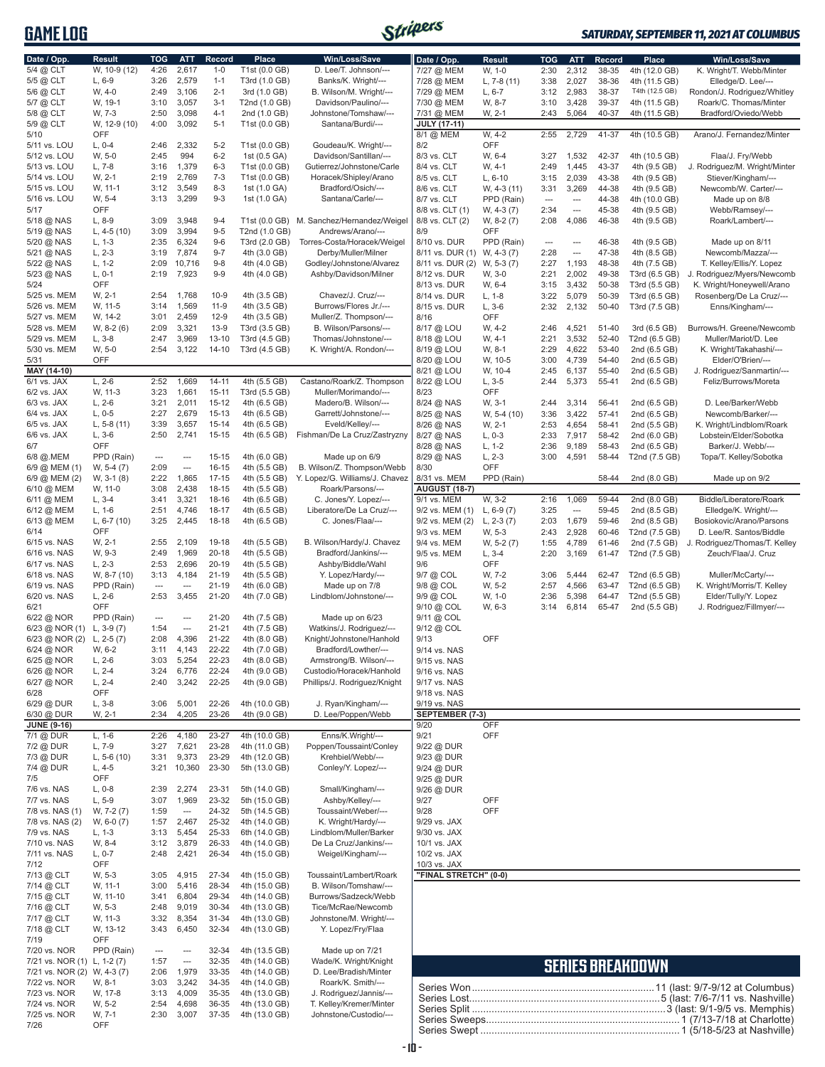# GAME LOG

SATURDAY, SEPTEMBER 11, 2021 AT COLUMBUS

| Date / Opp. | Result | TOG | ATT | Record | Place | Win/Loss/Save |
|---|---|---|---|---|---|---|
| 5/4 @ CLT | W, 10-9 (12) | 4:26 | 2,617 | 1-0 | T1st (0.0 GB) | D. Lee/T. Johnson/--- |
| 5/5 @ CLT | L, 6-9 | 3:26 | 2,579 | 1-1 | T3rd (1.0 GB) | Banks/K. Wright/--- |
| 5/6 @ CLT | W, 4-0 | 2:49 | 3,106 | 2-1 | 3rd (1.0 GB) | B. Wilson/M. Wright/--- |
| 5/7 @ CLT | W, 19-1 | 3:10 | 3,057 | 3-1 | T2nd (1.0 GB) | Davidson/Paulino/--- |
| 5/8 @ CLT | W, 7-3 | 2:50 | 3,098 | 4-1 | 2nd (1.0 GB) | Johnstone/Tomshaw/--- |
| 5/9 @ CLT | W, 12-9 (10) | 4:00 | 3,092 | 5-1 | T1st (0.0 GB) | Santana/Burdi/--- |
| 5/10 | OFF | | | | | |
| 5/11 vs. LOU | L, 0-4 | 2:46 | 2,332 | 5-2 | T1st (0.0 GB) | Goudeau/K. Wright/--- |
| 5/12 vs. LOU | W, 5-0 | 2:45 | 994 | 6-2 | 1st (0.5 GA) | Davidson/Santillan/--- |
| 5/13 vs. LOU | L, 7-8 | 3:16 | 1,379 | 6-3 | T1st (0.0 GB) | Gutierrez/Johnstone/Carle |
| 5/14 vs. LOU | W, 2-1 | 2:19 | 2,769 | 7-3 | T1st (0.0 GB) | Horacek/Shipley/Arano |
| 5/15 vs. LOU | W, 11-1 | 3:12 | 3,549 | 8-3 | 1st (1.0 GA) | Bradford/Osich/--- |
| 5/16 vs. LOU | W, 5-4 | 3:13 | 3,299 | 9-3 | 1st (1.0 GA) | Santana/Carle/--- |
| 5/17 | OFF | | | | | |
| 5/18 @ NAS | L, 8-9 | 3:09 | 3,948 | 9-4 | T1st (0.0 GB) | M. Sanchez/Hernandez/Weigel |
| 5/19 @ NAS | L, 4-5 (10) | 3:09 | 3,994 | 9-5 | T2nd (1.0 GB) | Andrews/Arano/--- |
| 5/20 @ NAS | L, 1-3 | 2:35 | 6,324 | 9-6 | T3rd (2.0 GB) | Torres-Costa/Horacek/Weigel |
| 5/21 @ NAS | L, 2-3 | 3:19 | 7,874 | 9-7 | 4th (3.0 GB) | Derby/Muller/Milner |
| 5/22 @ NAS | L, 1-2 | 2:09 | 10,716 | 9-8 | 4th (4.0 GB) | Godley/Johnstone/Alvarez |
| 5/23 @ NAS | L, 0-1 | 2:19 | 7,923 | 9-9 | 4th (4.0 GB) | Ashby/Davidson/Milner |
| 5/24 | OFF | | | | | |
| 5/25 vs. MEM | W, 2-1 | 2:54 | 1,768 | 10-9 | 4th (3.5 GB) | Chavez/J. Cruz/--- |
| 5/26 vs. MEM | W, 11-5 | 3:14 | 1,569 | 11-9 | 4th (3.5 GB) | Burrows/Flores Jr./--- |
| 5/27 vs. MEM | W, 14-2 | 3:01 | 2,459 | 12-9 | 4th (3.5 GB) | Muller/Z. Thompson/--- |
| 5/28 vs. MEM | W, 8-2 (6) | 2:09 | 3,321 | 13-9 | T3rd (3.5 GB) | B. Wilson/Parsons/--- |
| 5/29 vs. MEM | L, 3-8 | 2:47 | 3,969 | 13-10 | T3rd (4.5 GB) | Thomas/Johnstone/--- |
| 5/30 vs. MEM | W, 5-0 | 2:54 | 3,122 | 14-10 | T3rd (4.5 GB) | K. Wright/A. Rondon/--- |
| 5/31 | OFF | | | | | |
| **MAY (14-10)** | | | | | | |
| 6/1 vs. JAX | L, 2-6 | 2:52 | 1,669 | 14-11 | 4th (5.5 GB) | Castano/Roark/Z. Thompson |
| 6/2 vs. JAX | W, 11-3 | 3:23 | 1,661 | 15-11 | T3rd (5.5 GB) | Muller/Morimando/--- |
| 6/3 vs. JAX | L, 2-6 | 3:21 | 2,011 | 15-12 | 4th (6.5 GB) | Madero/B. Wilson/--- |
| 6/4 vs. JAX | L, 0-5 | 2:27 | 2,679 | 15-13 | 4th (6.5 GB) | Garrett/Johnstone/--- |
| 6/5 vs. JAX | L, 5-8 (11) | 3:39 | 3,657 | 15-14 | 4th (6.5 GB) | Eveld/Kelley/--- |
| 6/6 vs. JAX | L, 3-6 | 2:50 | 2,741 | 15-15 | 4th (6.5 GB) | Fishman/De La Cruz/Zastryzny |
| 6/7 | OFF | | | | | |
| 6/8 @ MEM | PPD (Rain) | --- | --- | 15-15 | 4th (6.0 GB) | Made up on 6/9 |
| 6/9 @ MEM (1) | W, 5-4 (7) | 2:09 | --- | 16-15 | 4th (5.5 GB) | B. Wilson/Z. Thompson/Webb |
| 6/9 @ MEM (2) | W, 3-1 (8) | 2:22 | 1,865 | 17-15 | 4th (5.5 GB) | Y. Lopez/G. Williams/J. Chavez |
| 6/10 @ MEM | W, 11-0 | 3:08 | 2,438 | 18-15 | 4th (5.5 GB) | Roark/Parsons/--- |
| 6/11 @ MEM | L, 3-4 | 3:41 | 3,321 | 18-16 | 4th (6.5 GB) | C. Jones/Y. Lopez/--- |
| 6/12 @ MEM | L, 1-6 | 2:51 | 4,746 | 18-17 | 4th (6.5 GB) | Liberatore/De La Cruz/--- |
| 6/13 @ MEM | L, 6-7 (10) | 3:25 | 2,445 | 18-18 | 4th (6.5 GB) | C. Jones/Flaa/--- |
| 6/14 | OFF | | | | | |
| 6/15 vs. NAS | W, 2-1 | 2:55 | 2,109 | 19-18 | 4th (5.5 GB) | B. Wilson/Hardy/J. Chavez |
| 6/16 vs. NAS | W, 9-3 | 2:49 | 1,969 | 20-18 | 4th (5.5 GB) | Bradford/Jankins/--- |
| 6/17 vs. NAS | L, 2-3 | 2:53 | 2,696 | 20-19 | 4th (5.5 GB) | Ashby/Biddle/Wahl |
| 6/18 vs. NAS | W, 8-7 (10) | 3:13 | 4,184 | 21-19 | 4th (5.5 GB) | Y. Lopez/Hardy/--- |
| 6/19 vs. NAS | PPD (Rain) | --- | --- | 21-19 | 4th (6.0 GB) | Made up on 7/8 |
| 6/20 vs. NAS | L, 2-6 | 2:53 | 3,455 | 21-20 | 4th (7.0 GB) | Lindblom/Johnstone/--- |
| 6/21 | OFF | | | | | |
| 6/22 @ NOR | PPD (Rain) | --- | --- | 21-20 | 4th (7.5 GB) | Made up on 6/23 |
| 6/23 @ NOR (1) | L, 3-9 (7) | 1:54 | --- | 21-21 | 4th (7.5 GB) | Watkins/J. Rodriguez/--- |
| 6/23 @ NOR (2) | L, 2-5 (7) | 2:08 | 4,396 | 21-22 | 4th (8.0 GB) | Knight/Johnstone/Hanhold |
| 6/24 @ NOR | W, 6-2 | 3:11 | 4,143 | 22-22 | 4th (7.0 GB) | Bradford/Lowther/--- |
| 6/25 @ NOR | L, 2-6 | 3:03 | 5,254 | 22-23 | 4th (8.0 GB) | Armstrong/B. Wilson/--- |
| 6/26 @ NOR | L, 2-4 | 3:24 | 6,776 | 22-24 | 4th (9.0 GB) | Custodio/Horacek/Hanhold |
| 6/27 @ NOR | L, 2-4 | 2:40 | 3,242 | 22-25 | 4th (9.0 GB) | Phillips/J. Rodriguez/Knight |
| 6/28 | OFF | | | | | |
| 6/29 @ DUR | L, 3-8 | 3:06 | 5,001 | 22-26 | 4th (10.0 GB) | J. Ryan/Kingham/--- |
| 6/30 @ DUR | W, 2-1 | 2:34 | 4,205 | 23-26 | 4th (9.0 GB) | D. Lee/Poppen/Webb |
| **JUNE (9-16)** | | | | | | |
| 7/1 @ DUR | L, 1-6 | 2:26 | 4,180 | 23-27 | 4th (10.0 GB) | Enns/K.Wright/--- |
| 7/2 @ DUR | L, 7-9 | 3:27 | 7,621 | 23-28 | 4th (11.0 GB) | Poppen/Toussaint/Conley |
| 7/3 @ DUR | L, 5-6 (10) | 3:31 | 9,373 | 23-29 | 4th (12.0 GB) | Krehbiel/Webb/--- |
| 7/4 @ DUR | L, 4-5 | 3:21 | 10,360 | 23-30 | 5th (13.0 GB) | Conley/Y. Lopez/--- |
| 7/5 | OFF | | | | | |
| 7/6 vs. NAS | L, 0-8 | 2:39 | 2,274 | 23-31 | 5th (14.0 GB) | Small/Kingham/--- |
| 7/7 vs. NAS | L, 5-9 | 3:07 | 1,969 | 23-32 | 5th (15.0 GB) | Ashby/Kelley/--- |
| 7/8 vs. NAS (1) | W, 7-2 (7) | 1:59 | --- | 24-32 | 5th (14.5 GB) | Toussaint/Weber/--- |
| 7/8 vs. NAS (2) | W, 6-0 (7) | 1:57 | 2,467 | 25-32 | 4th (14.0 GB) | K. Wright/Hardy/--- |
| 7/9 vs. NAS | L, 1-3 | 3:13 | 5,454 | 25-33 | 6th (14.0 GB) | Lindblom/Muller/Barker |
| 7/10 vs. NAS | W, 8-4 | 3:12 | 3,879 | 26-33 | 4th (14.0 GB) | De La Cruz/Jankins/--- |
| 7/11 vs. NAS | L, 0-7 | 2:48 | 2,421 | 26-34 | 4th (15.0 GB) | Weigel/Kingham/--- |
| 7/12 | OFF | | | | | |
| 7/13 @ CLT | W, 5-3 | 3:05 | 4,915 | 27-34 | 4th (15.0 GB) | Toussaint/Lambert/Roark |
| 7/14 @ CLT | W, 11-1 | 3:00 | 5,416 | 28-34 | 4th (15.0 GB) | B. Wilson/Tomshaw/--- |
| 7/15 @ CLT | W, 11-10 | 3:41 | 6,804 | 29-34 | 4th (14.0 GB) | Burrows/Sadzeck/Webb |
| 7/16 @ CLT | W, 5-3 | 2:48 | 9,019 | 30-34 | 4th (13.0 GB) | Tice/McRae/Newcomb |
| 7/17 @ CLT | W, 11-3 | 3:32 | 8,354 | 31-34 | 4th (13.0 GB) | Johnstone/M. Wright/--- |
| 7/18 @ CLT | W, 13-12 | 3:43 | 6,450 | 32-34 | 4th (13.0 GB) | Y. Lopez/Fry/Flaa |
| 7/19 | OFF | | | | | |
| 7/20 vs. NOR | PPD (Rain) | --- | --- | 32-34 | 4th (13.5 GB) | Made up on 7/21 |
| 7/21 vs. NOR (1) | L, 1-2 (7) | 1:57 | --- | 32-35 | 4th (14.0 GB) | Wade/K. Wright/Knight |
| 7/21 vs. NOR (2) | W, 4-3 (7) | 2:06 | 1,979 | 33-35 | 4th (14.0 GB) | D. Lee/Bradish/Minter |
| 7/22 vs. NOR | W, 8-1 | 3:03 | 3,242 | 34-35 | 4th (14.0 GB) | Roark/K. Smith/--- |
| 7/23 vs. NOR | W, 17-8 | 3:13 | 4,009 | 35-35 | 4th (13.0 GB) | J. Rodriguez/Jannis/--- |
| 7/24 vs. NOR | W, 5-2 | 2:54 | 4,698 | 36-35 | 4th (13.0 GB) | T. Kelley/Kremer/Minter |
| 7/25 vs. NOR | W, 7-1 | 2:30 | 3,007 | 37-35 | 4th (13.0 GB) | Johnstone/Custodio/--- |
| 7/26 | OFF | | | | | |
| 7/27 @ MEM | W, 1-0 | 2:30 | 2,312 | 38-35 | 4th (12.0 GB) | K. Wright/T. Webb/Minter |
| 7/28 @ MEM | L, 7-8 (11) | 3:38 | 2,027 | 38-36 | 4th (11.5 GB) | Elledge/D. Lee/--- |
| 7/29 @ MEM | L, 6-7 | 3:12 | 2,983 | 38-37 | T4th (12.5 GB) | Rondon/J. Rodriguez/Whitley |
| 7/30 @ MEM | W, 8-7 | 3:10 | 3,428 | 39-37 | 4th (11.5 GB) | Roark/C. Thomas/Minter |
| 7/31 @ MEM | W, 2-1 | 2:43 | 5,064 | 40-37 | 4th (11.5 GB) | Bradford/Oviedo/Webb |
| **JULY (17-11)** | | | | | | |
| 8/1 @ MEM | W, 4-2 | 2:55 | 2,729 | 41-37 | 4th (10.5 GB) | Arano/J. Fernandez/Minter |
| 8/2 | OFF | | | | | |
| 8/3 vs. CLT | W, 6-4 | 3:27 | 1,532 | 42-37 | 4th (10.5 GB) | Flaa/J. Fry/Webb |
| 8/4 vs. CLT | W, 4-1 | 2:49 | 1,445 | 43-37 | 4th (9.5 GB) | J. Rodriguez/M. Wright/Minter |
| 8/5 vs. CLT | L, 6-10 | 3:15 | 2,039 | 43-38 | 4th (9.5 GB) | Stiever/Kingham/--- |
| 8/6 vs. CLT | W, 4-3 (11) | 3:31 | 3,269 | 44-38 | 4th (9.5 GB) | Newcomb/W. Carter/--- |
| 8/7 vs. CLT | PPD (Rain) | --- | --- | 44-38 | 4th (10.0 GB) | Made up on 8/8 |
| 8/8 vs. CLT (1) | W, 4-3 (7) | 2:34 | --- | 45-38 | 4th (9.5 GB) | Webb/Ramsey/--- |
| 8/8 vs. CLT (2) | W, 8-2 (7) | 2:08 | 4,086 | 46-38 | 4th (9.5 GB) | Roark/Lambert/--- |
| 8/9 | OFF | | | | | |
| 8/10 vs. DUR | PPD (Rain) | --- | --- | 46-38 | 4th (9.5 GB) | Made up on 8/11 |
| 8/11 vs. DUR (1) | W, 4-3 (7) | 2:28 | --- | 47-38 | 4th (8.5 GB) | Newcomb/Mazza/--- |
| 8/11 vs. DUR (2) | W, 5-3 (7) | 2:27 | 1,193 | 48-38 | 4th (7.5 GB) | T. Kelley/Ellis/Y. Lopez |
| 8/12 vs. DUR | W, 3-0 | 2:21 | 2,002 | 49-38 | T3rd (6.5 GB) | J. Rodriguez/Myers/Newcomb |
| 8/13 vs. DUR | W, 6-4 | 3:15 | 3,432 | 50-38 | T3rd (5.5 GB) | K. Wright/Honeywell/Arano |
| 8/14 vs. DUR | L, 1-8 | 3:22 | 5,079 | 50-39 | T3rd (6.5 GB) | Rosenberg/De La Cruz/--- |
| 8/15 vs. DUR | L, 3-6 | 2:32 | 2,132 | 50-40 | T3rd (7.5 GB) | Enns/Kingham/--- |
| 8/16 | OFF | | | | | |
| 8/17 @ LOU | W, 4-2 | 2:46 | 4,521 | 51-40 | 3rd (6.5 GB) | Burrows/H. Greene/Newcomb |
| 8/18 @ LOU | W, 4-1 | 2:21 | 3,532 | 52-40 | T2nd (6.5 GB) | Muller/Mariot/D. Lee |
| 8/19 @ LOU | W, 8-1 | 2:29 | 4,622 | 53-40 | 2nd (6.5 GB) | K. Wright/Takahashi/--- |
| 8/20 @ LOU | W, 10-5 | 3:00 | 4,739 | 54-40 | 2nd (6.5 GB) | Elder/O'Brien/--- |
| 8/21 @ LOU | W, 10-4 | 2:45 | 6,137 | 55-40 | 2nd (6.5 GB) | J. Rodriguez/Sanmartin/--- |
| 8/22 @ LOU | L, 3-5 | 2:44 | 5,373 | 55-41 | 2nd (6.5 GB) | Feliz/Burrows/Moreta |
| 8/23 | OFF | | | | | |
| 8/24 @ NAS | W, 3-1 | 2:44 | 3,314 | 56-41 | 2nd (6.5 GB) | D. Lee/Barker/Webb |
| 8/25 @ NAS | W, 5-4 (10) | 3:36 | 3,422 | 57-41 | 2nd (6.5 GB) | Newcomb/Barker/--- |
| 8/26 @ NAS | W, 2-1 | 2:53 | 4,654 | 58-41 | 2nd (5.5 GB) | K. Wright/Lindblom/Roark |
| 8/27 @ NAS | L, 0-3 | 2:33 | 7,917 | 58-42 | 2nd (6.0 GB) | Lobstein/Elder/Sobotka |
| 8/28 @ NAS | L, 1-2 | 2:36 | 9,189 | 58-43 | 2nd (6.5 GB) | Barker/J. Webb/--- |
| 8/29 @ NAS | L, 2-3 | 3:00 | 4,591 | 58-44 | T2nd (7.5 GB) | Topa/T. Kelley/Sobotka |
| 8/30 | OFF | | | | | |
| 8/31 vs. MEM | PPD (Rain) | | | 58-44 | 2nd (8.0 GB) | Made up on 9/2 |
| **AUGUST (18-7)** | | | | | | |
| 9/1 vs. MEM | W, 3-2 | 2:16 | 1,069 | 59-44 | 2nd (8.0 GB) | Biddle/Liberatore/Roark |
| 9/2 vs. MEM (1) | L, 6-9 (7) | 3:25 | --- | 59-45 | 2nd (8.5 GB) | Elledge/K. Wright/--- |
| 9/2 vs. MEM (2) | L, 2-3 (7) | 2:03 | 1,679 | 59-46 | 2nd (8.5 GB) | Bosiokovic/Arano/Parsons |
| 9/3 vs. MEM | W, 5-3 | 2:43 | 2,928 | 60-46 | T2nd (7.5 GB) | D. Lee/R. Santos/Biddle |
| 9/4 vs. MEM | W, 5-2 (7) | 1:55 | 4,789 | 61-46 | 2nd (7.5 GB) | J. Rodriguez/Thomas/T. Kelley |
| 9/5 vs. MEM | L, 3-4 | 2:20 | 3,169 | 61-47 | T2nd (7.5 GB) | Zeuch/Flaa/J. Cruz |
| 9/6 | OFF | | | | | |
| 9/7 @ COL | W, 7-2 | 3:06 | 5,444 | 62-47 | T2nd (6.5 GB) | Muller/McCarty/--- |
| 9/8 @ COL | W, 5-2 | 2:57 | 4,566 | 63-47 | T2nd (6.5 GB) | K. Wright/Morris/T. Kelley |
| 9/9 @ COL | W, 1-0 | 2:36 | 5,398 | 64-47 | T2nd (5.5 GB) | Elder/Tully/Y. Lopez |
| 9/10 @ COL | W, 6-3 | 3:14 | 6,814 | 65-47 | 2nd (5.5 GB) | J. Rodriguez/Fillmyer/--- |
| 9/11 @ COL | | | | | | |
| 9/12 @ COL | | | | | | |
| 9/13 | OFF | | | | | |
| 9/14 vs. NAS | | | | | | |
| 9/15 vs. NAS | | | | | | |
| 9/16 vs. NAS | | | | | | |
| 9/17 vs. NAS | | | | | | |
| 9/18 vs. NAS | | | | | | |
| 9/19 vs. NAS | | | | | | |
| **SEPTEMBER (7-3)** | | | | | | |
| 9/20 | OFF | | | | | |
| 9/21 | OFF | | | | | |
| 9/22 @ DUR | | | | | | |
| 9/23 @ DUR | | | | | | |
| 9/24 @ DUR | | | | | | |
| 9/25 @ DUR | | | | | | |
| 9/26 @ DUR | | | | | | |
| 9/27 | OFF | | | | | |
| 9/28 | OFF | | | | | |
| 9/29 vs. JAX | | | | | | |
| 9/30 vs. JAX | | | | | | |
| 10/1 vs. JAX | | | | | | |
| 10/2 vs. JAX | | | | | | |
| 10/3 vs. JAX | | | | | | |
| **"FINAL STRETCH" (0-0)** | | | | | | |

## SERIES BREAKDOWN

| | |
|---|---|
| Series Won | 11 (last: 9/7-9/12 at Columbus) |
| Series Lost | 5 (last: 7/6-7/11 vs. Nashville) |
| Series Split | 3 (last: 9/1-9/5 vs. Memphis) |
| Series Sweeps | 1 (7/13-7/18 at Charlotte) |
| Series Swept | 1 (5/18-5/23 at Nashville) |